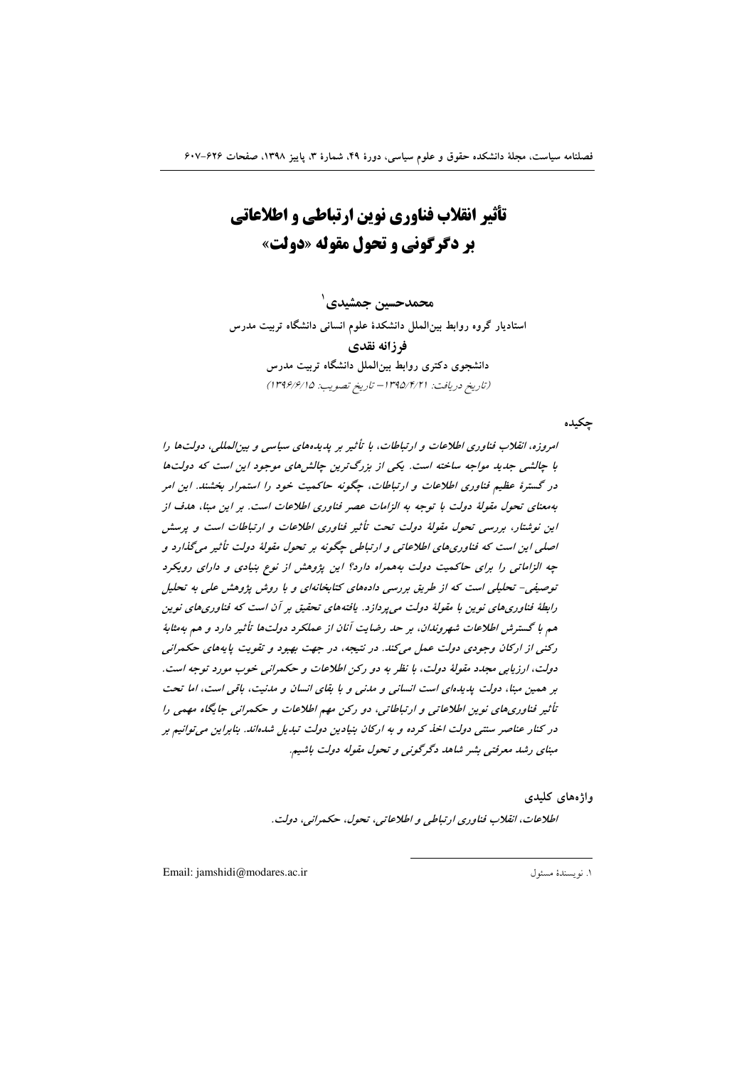# تأثیر انقلاب فناوری نوین ارتباطی و اطلاعاتی بر دگرگونی و تحول مقوله «دولت»

**محمدحسین جمشیدی**[1]

استادیار گروه روابط بین‌الملل دانشکدهٔ علوم انسانی دانشگاه تربیت مدرس

**فرزانه نقدی**

دانشجوی دکتری روابط بین‌الملل دانشگاه تربیت مدرس

*(تاریخ دریافت: ۱۳۹۵/۴/۲۱ – تاریخ تصویب: ۱۳۹۶/۶/۱۵)*

## چکیده

*امروزه، انقلاب فناوری اطلاعات و ارتباطات، با تأثیر بر پدیده‌های سیاسی و بین‌المللی، دولت‌ها را با چالشی جدید مواجه ساخته است. یکی از بزرگ‌ترین چالش‌های موجود این است که دولت‌ها در گسترهٔ عظیم فناوری اطلاعات و ارتباطات، چگونه حاکمیت خود را استمرار بخشند. این امر به‌معنای تحول مقولهٔ دولت با توجه به الزامات عصر فناوری اطلاعات است. بر این مبنا، هدف از این نوشتار، بررسی تحول مقولهٔ دولت تحت تأثیر فناوری اطلاعات و ارتباطات است و پرسش اصلی این است که فناوری‌های اطلاعاتی و ارتباطی چگونه بر تحول مقولهٔ دولت تأثیر می‌گذارد و چه الزاماتی را برای حاکمیت دولت به‌همراه دارد؟ این پژوهش از نوع بنیادی و دارای رویکرد توصیفی- تحلیلی است که از طریق بررسی داده‌های کتابخانه‌ای و با روش پژوهش علی به تحلیل رابطهٔ فناوری‌های نوین با مقولهٔ دولت می‌پردازد. یافته‌های تحقیق بر آن است که فناوری‌های نوین هم با گسترش اطلاعات شهروندان، بر حد رضایت آنان از عملکرد دولت‌ها تأثیر دارد و هم به‌مثابهٔ رکنی از ارکان وجودی دولت عمل می‌کند. در نتیجه، در جهت بهبود و تقویت پایه‌های حکمرانی دولت، ارزیابی مجدد مقولهٔ دولت، با نظر به دو رکن اطلاعات و حکمرانی خوب مورد توجه است. بر همین مبنا، دولت پدیده‌ای است انسانی و مدنی و با بقای انسان و مدنیت، باقی است، اما تحت تأثیر فناوری‌های نوین اطلاعاتی و ارتباطاتی، دو رکن مهم اطلاعات و حکمرانی جایگاه مهمی را در کنار عناصر سنتی دولت اخذ کرده و به ارکان بنیادین دولت تبدیل شده‌اند. بنابراین می‌توانیم بر مبنای رشد معرفتی بشر شاهد دگرگونی و تحول مقوله دولت باشیم.*

## واژه‌های کلیدی

*اطلاعات، انقلاب فناوری ارتباطی و اطلاعاتی، تحول، حکمرانی، دولت.*

---

[1] نویسندهٔ مسئول — Email: jamshidi@modares.ac.ir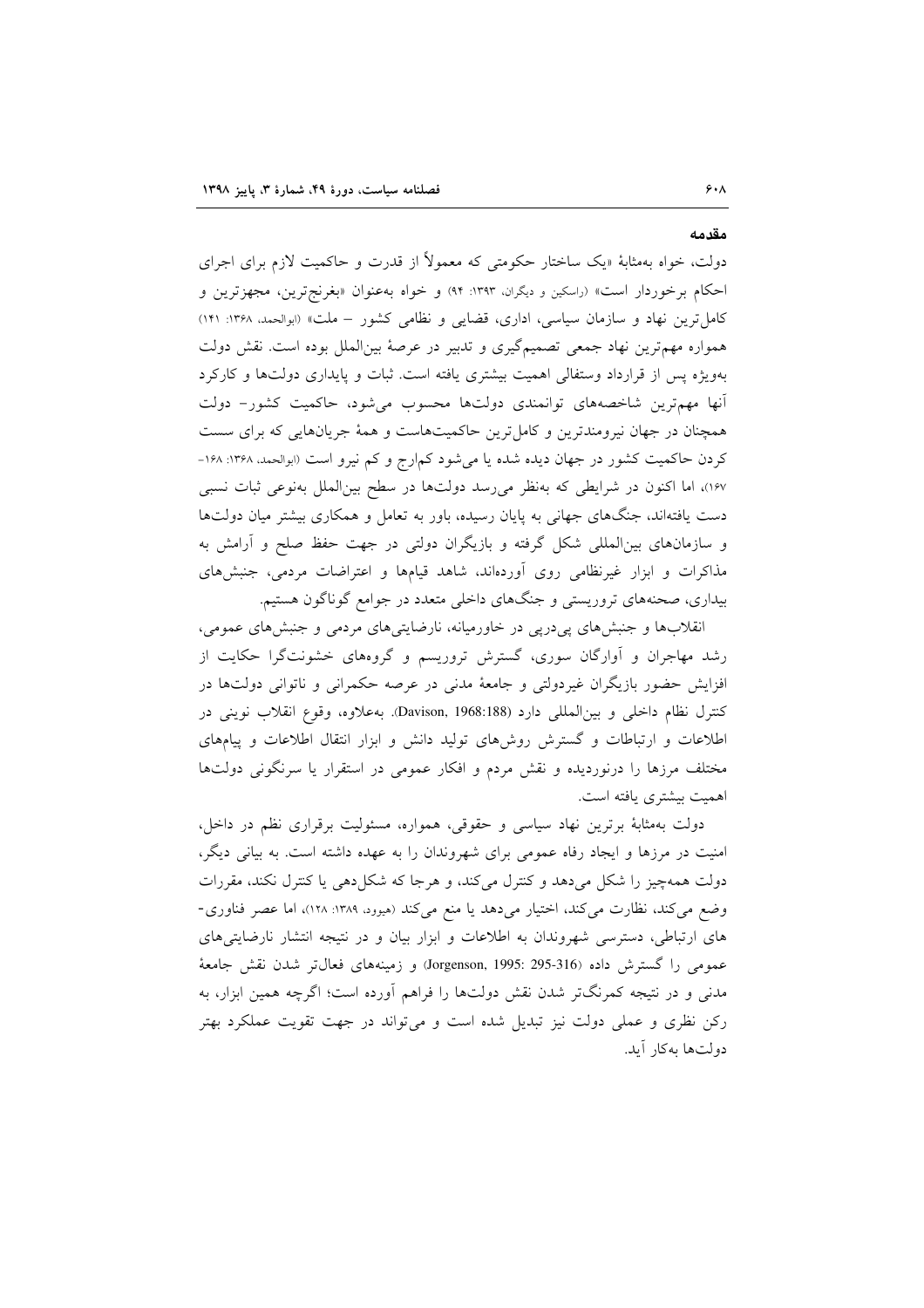## مقدمه

دولت، خواه به‌مثابهٔ «یک ساختار حکومتی که معمولاً از قدرت و حاکمیت لازم برای اجرای احکام برخوردار است» (راسکین و دیگران، ۱۳۹۳: ۹۴) و خواه به‌عنوان «بغرنج‌ترین، مجهزترین و کامل‌ترین نهاد و سازمان سیاسی، اداری، قضایی و نظامی کشور – ملت» (ابوالحمد، ۱۳۶۸: ۱۴۱) همواره مهم‌ترین نهاد جمعی تصمیم‌گیری و تدبیر در عرصهٔ بین‌الملل بوده است. نقش دولت به‌ویژه پس از قرارداد وستفالی اهمیت بیشتری یافته است. ثبات و پایداری دولت‌ها و کارکرد آنها مهم‌ترین شاخصه‌های توانمندی دولت‌ها محسوب می‌شود، حاکمیت کشور- دولت همچنان در جهان نیرومندترین و کامل‌ترین حاکمیت‌هاست و همهٔ جریان‌هایی که برای سست کردن حاکمیت کشور در جهان دیده شده یا می‌شود کم‌ارج و کم نیرو است (ابوالحمد، ۱۳۶۸: ۱۶۸-۱۶۷)، اما اکنون در شرایطی که به‌نظر می‌رسد دولت‌ها در سطح بین‌الملل به‌نوعی ثبات نسبی دست یافته‌اند، جنگ‌های جهانی به پایان رسیده، باور به تعامل و همکاری بیشتر میان دولت‌ها و سازمان‌های بین‌المللی شکل گرفته و بازیگران دولتی در جهت حفظ صلح و آرامش به مذاکرات و ابزار غیرنظامی روی آورده‌اند، شاهد قیام‌ها و اعتراضات مردمی، جنبش‌های بیداری، صحنه‌های تروریستی و جنگ‌های داخلی متعدد در جوامع گوناگون هستیم.

انقلاب‌ها و جنبش‌های پی‌درپی در خاورمیانه، نارضایتی‌های مردمی و جنبش‌های عمومی، رشد مهاجران و آوارگان سوری، گسترش تروریسم و گروه‌های خشونت‌گرا حکایت از افزایش حضور بازیگران غیردولتی و جامعهٔ مدنی در عرصه حکمرانی و ناتوانی دولت‌ها در کنترل نظام داخلی و بین‌المللی دارد (Davison, 1968:188). به‌علاوه، وقوع انقلاب نوینی در اطلاعات و ارتباطات و گسترش روش‌های تولید دانش و ابزار انتقال اطلاعات و پیام‌های مختلف مرزها را درنوردیده و نقش مردم و افکار عمومی در استقرار یا سرنگونی دولت‌ها اهمیت بیشتری یافته است.

دولت به‌مثابهٔ برترین نهاد سیاسی و حقوقی، همواره، مسئولیت برقراری نظم در داخل، امنیت در مرزها و ایجاد رفاه عمومی برای شهروندان را به عهده داشته است. به بیانی دیگر، دولت همه‌چیز را شکل می‌دهد و کنترل می‌کند، و هرجا که شکل‌دهی یا کنترل نکند، مقررات وضع می‌کند، نظارت می‌کند، اختیار می‌دهد یا منع می‌کند (هیوود، ۱۳۸۹: ۱۲۸)، اما عصر فناوری‌های ارتباطی، دسترسی شهروندان به اطلاعات و ابزار بیان و در نتیجه انتشار نارضایتی‌های عمومی را گسترش داده (Jorgenson, 1995: 295-316) و زمینه‌های فعال‌تر شدن نقش جامعهٔ مدنی و در نتیجه کمرنگ‌تر شدن نقش دولت‌ها را فراهم آورده است؛ اگرچه همین ابزار، به رکن نظری و عملی دولت نیز تبدیل شده است و می‌تواند در جهت تقویت عملکرد بهتر دولت‌ها به‌کار آید.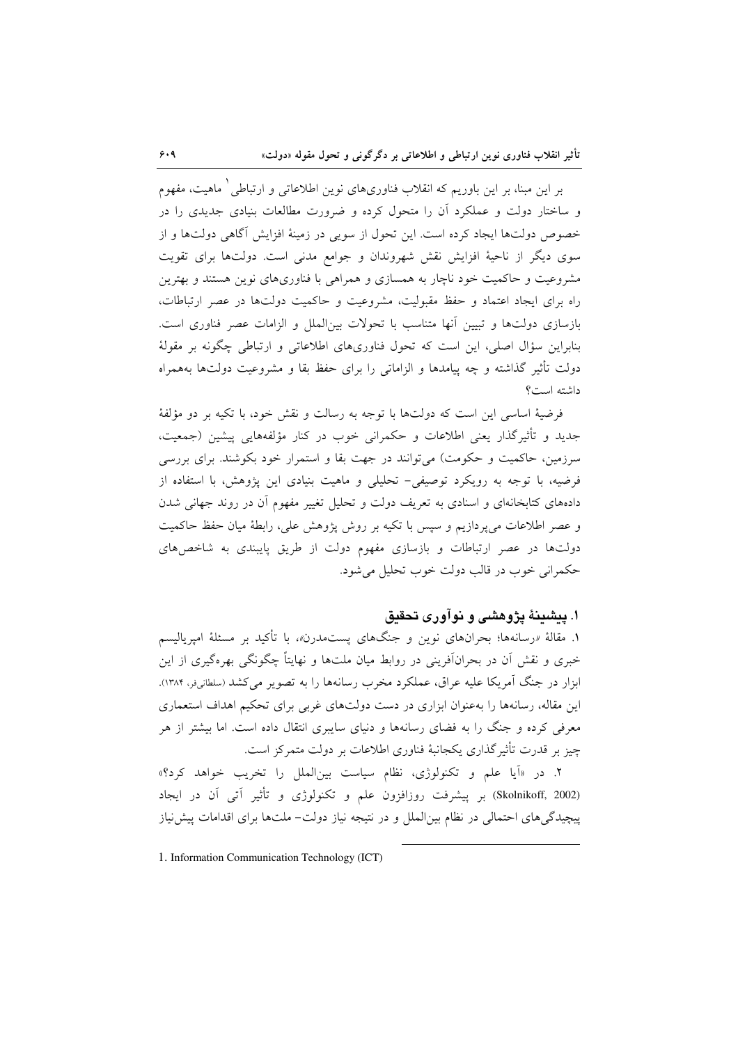بر این مبنا، بر این باوریم که انقلاب فناوری‌های نوین اطلاعاتی و ارتباطی[1] ماهیت، مفهوم و ساختار دولت و عملکرد آن را متحول کرده و ضرورت مطالعات بنیادی جدیدی را در خصوص دولت‌ها ایجاد کرده است. این تحول از سویی در زمینهٔ افزایش آگاهی دولت‌ها و از سوی دیگر از ناحیهٔ افزایش نقش شهروندان و جوامع مدنی است. دولت‌ها برای تقویت مشروعیت و حاکمیت خود ناچار به همسازی و همراهی با فناوری‌های نوین هستند و بهترین راه برای ایجاد اعتماد و حفظ مقبولیت، مشروعیت و حاکمیت دولت‌ها در عصر ارتباطات، بازسازی دولت‌ها و تبیین آنها متناسب با تحولات بین‌الملل و الزامات عصر فناوری است. بنابراین سؤال اصلی، این است که تحول فناوری‌های اطلاعاتی و ارتباطی چگونه بر مقولهٔ دولت تأثیر گذاشته و چه پیامدها و الزاماتی را برای حفظ بقا و مشروعیت دولت‌ها به‌همراه داشته است؟

فرضیهٔ اساسی این است که دولت‌ها با توجه به رسالت و نقش خود، با تکیه بر دو مؤلفهٔ جدید و تأثیرگذار یعنی اطلاعات و حکمرانی خوب در کنار مؤلفه‌هایی پیشین (جمعیت، سرزمین، حاکمیت و حکومت) می‌توانند در جهت بقا و استمرار خود بکوشند. برای بررسی فرضیه، با توجه به رویکرد توصیفی- تحلیلی و ماهیت بنیادی این پژوهش، با استفاده از داده‌های کتابخانه‌ای و اسنادی به تعریف دولت و تحلیل تغییر مفهوم آن در روند جهانی شدن و عصر اطلاعات می‌پردازیم و سپس با تکیه بر روش پژوهش علی، رابطهٔ میان حفظ حاکمیت دولت‌ها در عصر ارتباطات و بازسازی مفهوم دولت از طریق پایبندی به شاخص‌های حکمرانی خوب در قالب دولت خوب تحلیل می‌شود.

## ۱. پیشینهٔ پژوهشی و نوآوری تحقیق

۱. مقالهٔ «رسانه‌ها؛ بحران‌های نوین و جنگ‌های پست‌مدرن»، با تأکید بر مسئلهٔ امپریالیسم خبری و نقش آن در بحران‌آفرینی در روابط میان ملت‌ها و نهایتاً چگونگی بهره‌گیری از این ابزار در جنگ آمریکا علیه عراق، عملکرد مخرب رسانه‌ها را به تصویر می‌کشد (سلطانی‌فر، ۱۳۸۴). این مقاله، رسانه‌ها را به‌عنوان ابزاری در دست دولت‌های غربی برای تحکیم اهداف استعماری معرفی کرده و جنگ را به فضای رسانه‌ها و دنیای سایبری انتقال داده است. اما بیشتر از هر چیز بر قدرت تأثیرگذاری یکجانبهٔ فناوری اطلاعات بر دولت متمرکز است.

۲. در «آیا علم و تکنولوژی، نظام سیاست بین‌الملل را تخریب خواهد کرد؟» (Skolnikoff, 2002) بر پیشرفت روزافزون علم و تکنولوژی و تأثیر آتی آن در ایجاد پیچیدگی‌های احتمالی در نظام بین‌الملل و در نتیجه نیاز دولت- ملت‌ها برای اقدامات پیش‌نیاز

---

1. Information Communication Technology (ICT)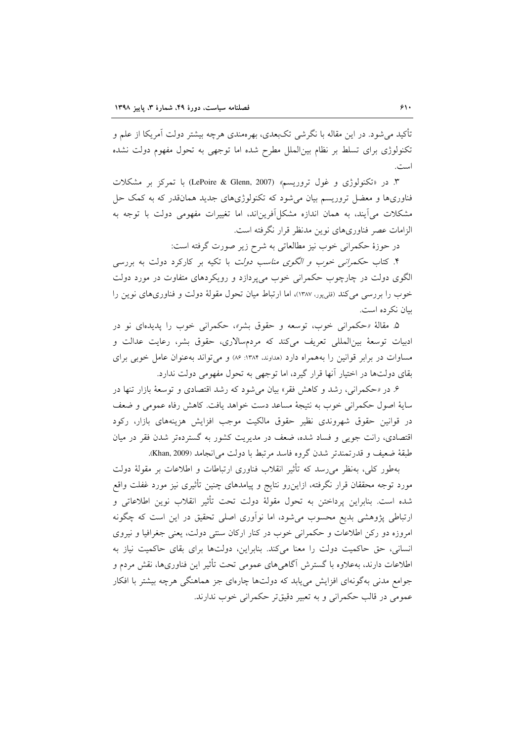تأکید می‌شود. در این مقاله با نگرشی تک‌بعدی، بهره‌مندی هرچه بیشتر دولت آمریکا از علم و تکنولوژی برای تسلط بر نظام بین‌الملل مطرح شده اما توجهی به تحول مفهوم دولت نشده است.

۳. در «تکنولوژی و غول تروریسم» (LePoire & Glenn, 2007) با تمرکز بر مشکلات فناوری‌ها و معضل تروریسم بیان می‌شود که تکنولوژی‌های جدید همان‌قدر که به کمک حل مشکلات می‌آیند، به همان اندازه مشکل‌آفرین‌اند، اما تغییرات مفهومی دولت با توجه به الزامات عصر فناوری‌های نوین مدنظر قرار نگرفته است.

در حوزهٔ حکمرانی خوب نیز مطالعاتی به شرح زیر صورت گرفته است:

۴. کتاب *حکمرانی خوب و الگوی مناسب دولت* با تکیه بر کارکرد دولت به بررسی الگوی دولت در چارچوب حکمرانی خوب می‌پردازد و رویکردهای متفاوت در مورد دولت خوب را بررسی می‌کند (قلی‌پور، ۱۳۸۷)، اما ارتباط میان تحول مقولهٔ دولت و فناوری‌های نوین را بیان نکرده است.

۵. مقالهٔ «حکمرانی خوب، توسعه و حقوق بشر»، حکمرانی خوب را پدیده‌ای نو در ادبیات توسعهٔ بین‌المللی تعریف می‌کند که مردم‌سالاری، حقوق بشر، رعایت عدالت و مساوات در برابر قوانین را به‌همراه دارد (هداوند، ۱۳۸۴: ۸۶) و می‌تواند به‌عنوان عامل خوبی برای بقای دولت‌ها در اختیار آنها قرار گیرد، اما توجهی به تحول مفهومی دولت ندارد.

۶. در «حکمرانی، رشد و کاهش فقر» بیان می‌شود که رشد اقتصادی و توسعهٔ بازار تنها در سایهٔ اصول حکمرانی خوب به نتیجهٔ مساعد دست خواهد یافت. کاهش رفاه عمومی و ضعف در قوانین حقوق شهروندی نظیر حقوق مالکیت موجب افزایش هزینه‌های بازار، رکود اقتصادی، رانت جویی و فساد شده، ضعف در مدیریت کشور به گسترده‌تر شدن فقر در میان طبقهٔ ضعیف و قدرتمندتر شدن گروه فاسد مرتبط با دولت می‌انجامد (Khan, 2009).

به‌طور کلی، به‌نظر می‌رسد که تأثیر انقلاب فناوری ارتباطات و اطلاعات بر مقولهٔ دولت مورد توجه محققان قرار نگرفته، ازاین‌رو نتایج و پیامدهای چنین تأثیری نیز مورد غفلت واقع شده است. بنابراین پرداختن به تحول مقولهٔ دولت تحت تأثیر انقلاب نوین اطلاعاتی و ارتباطی پژوهشی بدیع محسوب می‌شود، اما نوآوری اصلی تحقیق در این است که چگونه امروزه دو رکن اطلاعات و حکمرانی خوب در کنار ارکان سنتی دولت، یعنی جغرافیا و نیروی انسانی، حق حاکمیت دولت را معنا می‌کند. بنابراین، دولت‌ها برای بقای حاکمیت نیاز به اطلاعات دارند، به‌علاوه با گسترش آگاهی‌های عمومی تحت تأثیر این فناوری‌ها، نقش مردم و جوامع مدنی به‌گونه‌ای افزایش می‌یابد که دولت‌ها چاره‌ای جز هماهنگی هرچه بیشتر با افکار عمومی در قالب حکمرانی و به تعبیر دقیق‌تر حکمرانی خوب ندارند.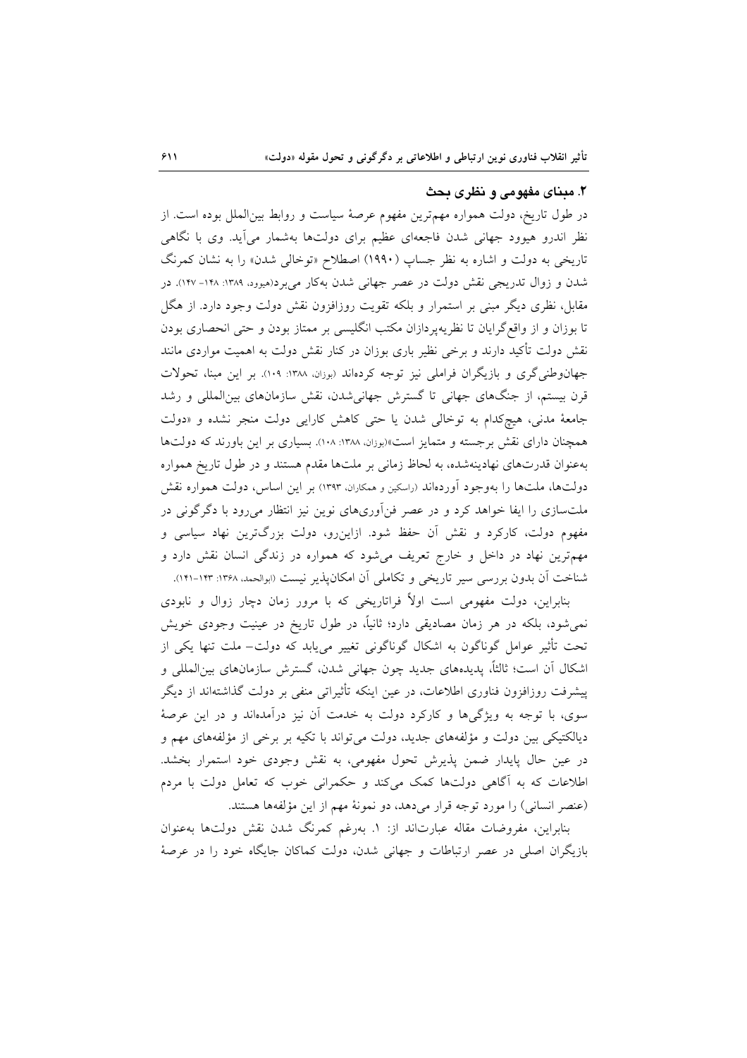## ۲. مبنای مفهومی و نظری بحث

در طول تاریخ، دولت همواره مهم‌ترین مفهوم عرصهٔ سیاست و روابط بین‌الملل بوده است. از نظر اندرو هیوود جهانی شدن فاجعه‌ای عظیم برای دولت‌ها به‌شمار می‌آید. وی با نگاهی تاریخی به دولت و اشاره به نظر جساپ (۱۹۹۰) اصطلاح «توخالی شدن» را به نشان کمرنگ شدن و زوال تدریجی نقش دولت در عصر جهانی شدن به‌کار می‌برد(هیوود، ۱۳۸۹: ۱۴۸- ۱۴۷). در مقابل، نظری دیگر مبنی بر استمرار و بلکه تقویت روزافزون نقش دولت وجود دارد. از هگل تا بوزان و از واقع‌گرایان تا نظریه‌پردازان مکتب انگلیسی بر ممتاز بودن و حتی انحصاری بودن نقش دولت تأکید دارند و برخی نظیر باری بوزان در کنار نقش دولت به اهمیت مواردی مانند جهان‌وطنی‌گری و بازیگران فراملی نیز توجه کرده‌اند (بوزان، ۱۳۸۸: ۱۰۹). بر این مبنا، تحولات قرن بیستم، از جنگ‌های جهانی تا گسترش جهانی‌شدن، نقش سازمان‌های بین‌المللی و رشد جامعهٔ مدنی، هیچ‌کدام به توخالی شدن یا حتی کاهش کارایی دولت منجر نشده و «دولت همچنان دارای نقش برجسته و متمایز است»(بوزان، ۱۳۸۸: ۱۰۸). بسیاری بر این باورند که دولت‌ها به‌عنوان قدرت‌های نهادینه‌شده، به لحاظ زمانی بر ملت‌ها مقدم هستند و در طول تاریخ همواره دولت‌ها، ملت‌ها را به‌وجود آورده‌اند (راسکین و همکاران، ۱۳۹۳) بر این اساس، دولت همواره نقش ملت‌سازی را ایفا خواهد کرد و در عصر فن‌آوری‌های نوین نیز انتظار می‌رود با دگرگونی در مفهوم دولت، کارکرد و نقش آن حفظ شود. ازاین‌رو، دولت بزرگ‌ترین نهاد سیاسی و مهم‌ترین نهاد در داخل و خارج تعریف می‌شود که همواره در زندگی انسان نقش دارد و شناخت آن بدون بررسی سیر تاریخی و تکاملی آن امکان‌پذیر نیست (ابوالحمد، ۱۳۶۸: ۱۴۳-۱۴۱).

بنابراین، دولت مفهومی است اولاً فراتاریخی که با مرور زمان دچار زوال و نابودی نمی‌شود، بلکه در هر زمان مصادیقی دارد؛ ثانیاً، در طول تاریخ در عینیت وجودی خویش تحت تأثیر عوامل گوناگون به اشکال گوناگونی تغییر می‌یابد که دولت- ملت تنها یکی از اشکال آن است؛ ثالثاً، پدیده‌های جدید چون جهانی شدن، گسترش سازمان‌های بین‌المللی و پیشرفت روزافزون فناوری اطلاعات، در عین اینکه تأثیراتی منفی بر دولت گذاشته‌اند از دیگر سوی، با توجه به ویژگی‌ها و کارکرد دولت به خدمت آن نیز درآمده‌اند و در این عرصهٔ دیالکتیکی بین دولت و مؤلفه‌های جدید، دولت می‌تواند با تکیه بر برخی از مؤلفه‌های مهم و در عین حال پایدار ضمن پذیرش تحول مفهومی، به نقش وجودی خود استمرار بخشد. اطلاعات که به آگاهی دولت‌ها کمک می‌کند و حکمرانی خوب که تعامل دولت با مردم (عنصر انسانی) را مورد توجه قرار می‌دهد، دو نمونهٔ مهم از این مؤلفه‌ها هستند.

بنابراین، مفروضات مقاله عبارت‌اند از: ۱. به‌رغم کمرنگ شدن نقش دولت‌ها به‌عنوان بازیگران اصلی در عصر ارتباطات و جهانی شدن، دولت کماکان جایگاه خود را در عرصهٔ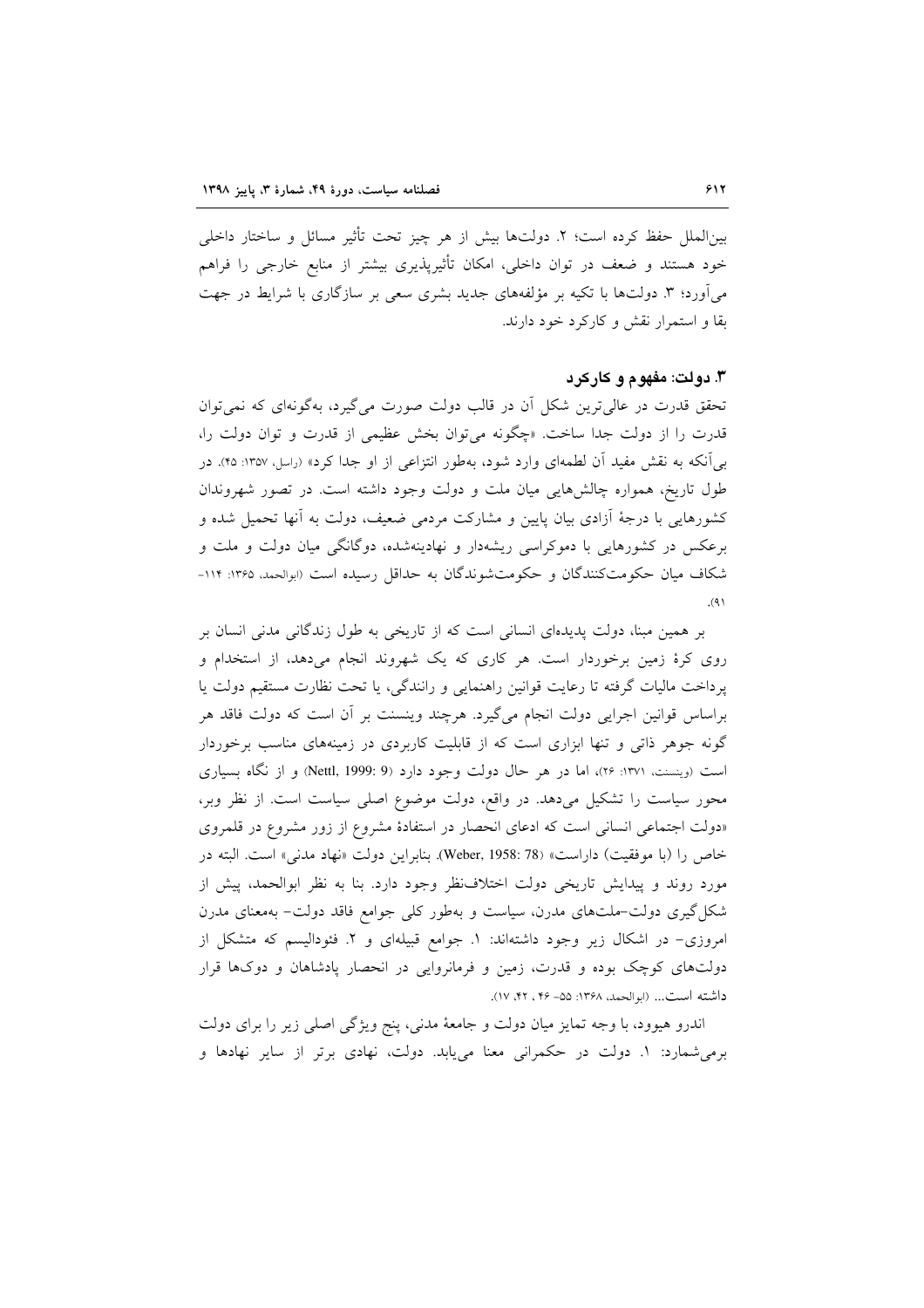بین‌الملل حفظ کرده است؛ ۲. دولت‌ها بیش از هر چیز تحت تأثیر مسائل و ساختار داخلی خود هستند و ضعف در توان داخلی، امکان تأثیرپذیری بیشتر از منابع خارجی را فراهم می‌آورد؛ ۳. دولت‌ها با تکیه بر مؤلفه‌های جدید بشری سعی بر سازگاری با شرایط در جهت بقا و استمرار نقش و کارکرد خود دارند.

## ۳. دولت: مفهوم و کارکرد

تحقق قدرت در عالی‌ترین شکل آن در قالب دولت صورت می‌گیرد، به‌گونه‌ای که نمی‌توان قدرت را از دولت جدا ساخت. «چگونه می‌توان بخش عظیمی از قدرت و توان دولت را، بی‌آنکه به نقش مفید آن لطمه‌ای وارد شود، به‌طور انتزاعی از او جدا کرد» (راسل، ۱۳۵۷: ۴۵). در طول تاریخ، همواره چالش‌هایی میان ملت و دولت وجود داشته است. در تصور شهروندان کشورهایی با درجهٔ آزادی بیان پایین و مشارکت مردمی ضعیف، دولت به آنها تحمیل شده و برعکس در کشورهایی با دموکراسی ریشه‌دار و نهادینه‌شده، دوگانگی میان دولت و ملت و شکاف میان حکومت‌کنندگان و حکومت‌شوندگان به حداقل رسیده است (ابوالحمد، ۱۳۶۵: ۱۱۴-۹۱).

بر همین مبنا، دولت پدیده‌ای انسانی است که از تاریخی به طول زندگانی مدنی انسان بر روی کرهٔ زمین برخوردار است. هر کاری که یک شهروند انجام می‌دهد، از استخدام و پرداخت مالیات گرفته تا رعایت قوانین راهنمایی و رانندگی، یا تحت نظارت مستقیم دولت یا براساس قوانین اجرایی دولت انجام می‌گیرد. هرچند وینسنت بر آن است که دولت فاقد هر گونه جوهر ذاتی و تنها ابزاری است که از قابلیت کاربردی در زمینه‌های مناسب برخوردار است (وینسنت، ۱۳۷۱: ۲۶)، اما در هر حال دولت وجود دارد (Nettl, 1999: 9) و از نگاه بسیاری محور سیاست را تشکیل می‌دهد. در واقع، دولت موضوع اصلی سیاست است. از نظر وبر، «دولت اجتماعی انسانی است که ادعای انحصار در استفادهٔ مشروع از زور مشروع در قلمروی خاص را (با موفقیت) داراست» (Weber, 1958: 78). بنابراین دولت «نهاد مدنی» است. البته در مورد روند و پیدایش تاریخی دولت اختلاف‌نظر وجود دارد. بنا به نظر ابوالحمد، پیش از شکل‌گیری دولت-ملت‌های مدرن، سیاست و به‌طور کلی جوامع فاقد دولت- به‌معنای مدرن امروزی- در اشکال زیر وجود داشته‌اند: ۱. جوامع قبیله‌ای و ۲. فئودالیسم که متشکل از دولت‌های کوچک بوده و قدرت، زمین و فرمانروایی در انحصار پادشاهان و دوک‌ها قرار داشته است... (ابوالحمد، ۱۳۶۸: ۵۵- ۴۶ ، ۴۲، ۱۷).

اندرو هیوود، با وجه تمایز میان دولت و جامعهٔ مدنی، پنج ویژگی اصلی زیر را برای دولت برمی‌شمارد: ۱. دولت در حکمرانی معنا می‌یابد. دولت، نهادی برتر از سایر نهادها و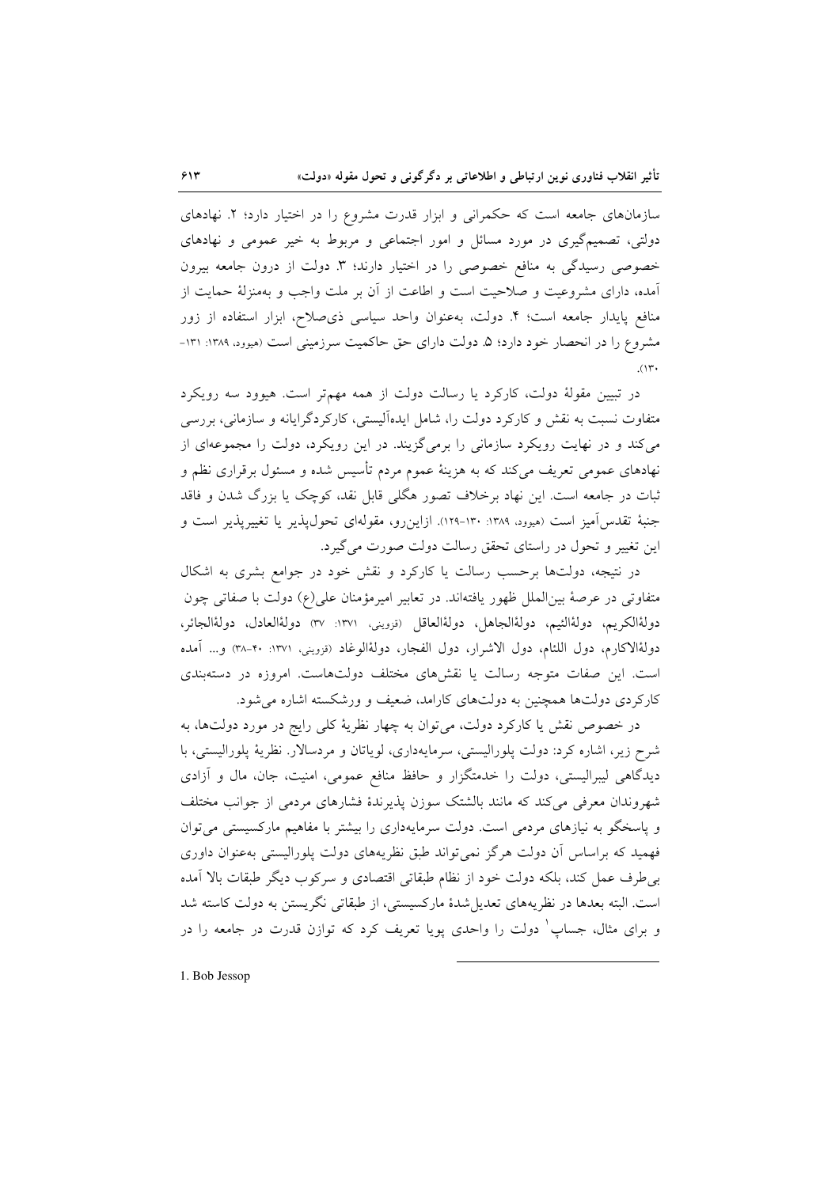سازمان‌های جامعه است که حکمرانی و ابزار قدرت مشروع را در اختیار دارد؛ ۲. نهادهای دولتی، تصمیم‌گیری در مورد مسائل و امور اجتماعی و مربوط به خیر عمومی و نهادهای خصوصی رسیدگی به منافع خصوصی را در اختیار دارند؛ ۳. دولت از درون جامعه بیرون آمده، دارای مشروعیت و صلاحیت است و اطاعت از آن بر ملت واجب و به‌منزلهٔ حمایت از منافع پایدار جامعه است؛ ۴. دولت، به‌عنوان واحد سیاسی ذی‌صلاح، ابزار استفاده از زور مشروع را در انحصار خود دارد؛ ۵. دولت دارای حق حاکمیت سرزمینی است (هیوود، ۱۳۸۹: ۱۳۱-۱۳۰).

در تبیین مقولهٔ دولت، کارکرد یا رسالت دولت از همه مهم‌تر است. هیوود سه رویکرد متفاوت نسبت به نقش و کارکرد دولت را، شامل ایده‌آلیستی، کارکردگرایانه و سازمانی، بررسی می‌کند و در نهایت رویکرد سازمانی را برمی‌گزیند. در این رویکرد، دولت را مجموعه‌ای از نهادهای عمومی تعریف می‌کند که به هزینهٔ عموم مردم تأسیس شده و مسئول برقراری نظم و ثبات در جامعه است. این نهاد برخلاف تصور هگلی قابل نقد، کوچک یا بزرگ شدن و فاقد جنبهٔ تقدس‌آمیز است (هیوود، ۱۳۸۹: ۱۳۰-۱۲۹). ازاین‌رو، مقوله‌ای تحول‌پذیر یا تغییرپذیر است و این تغییر و تحول در راستای تحقق رسالت دولت صورت می‌گیرد.

در نتیجه، دولت‌ها برحسب رسالت یا کارکرد و نقش خود در جوامع بشری به اشکال متفاوتی در عرصهٔ بین‌الملل ظهور یافته‌اند. در تعابیر امیرمؤمنان علی(ع) دولت با صفاتی چون دولةالکریم، دولةالئیم، دولةالجاهل، دولةالعاقل (قزوینی، ۱۳۷۱: ۳۷) دولةالعادل، دولةالجائر، دولةالاکارم، دول اللئام، دول الاشرار، دول الفجار، دولةالوغاد (قزوینی، ۱۳۷۱: ۴۰-۳۸) و... آمده است. این صفات متوجه رسالت یا نقش‌های مختلف دولت‌هاست. امروزه در دسته‌بندی کارکردی دولت‌ها همچنین به دولت‌های کارامد، ضعیف و ورشکسته اشاره می‌شود.

در خصوص نقش یا کارکرد دولت، می‌توان به چهار نظریهٔ کلی رایج در مورد دولت‌ها، به شرح زیر، اشاره کرد: دولت پلورالیستی، سرمایه‌داری، لویاتان و مردسالار. نظریهٔ پلورالیستی، با دیدگاهی لیبرالیستی، دولت را خدمتگزار و حافظ منافع عمومی، امنیت، جان، مال و آزادی شهروندان معرفی می‌کند که مانند بالشتک سوزن پذیرندهٔ فشارهای مردمی از جوانب مختلف و پاسخگو به نیازهای مردمی است. دولت سرمایه‌داری را بیشتر با مفاهیم مارکسیستی می‌توان فهمید که براساس آن دولت هرگز نمی‌تواند طبق نظریه‌های دولت پلورالیستی به‌عنوان داوری بی‌طرف عمل کند، بلکه دولت خود از نظام طبقاتی اقتصادی و سرکوب دیگر طبقات بالا آمده است. البته بعدها در نظریه‌های تعدیل‌شدهٔ مارکسیستی، از طبقاتی نگریستن به دولت کاسته شد و برای مثال، جساپ[1] دولت را واحدی پویا تعریف کرد که توازن قدرت در جامعه را در

1. Bob Jessop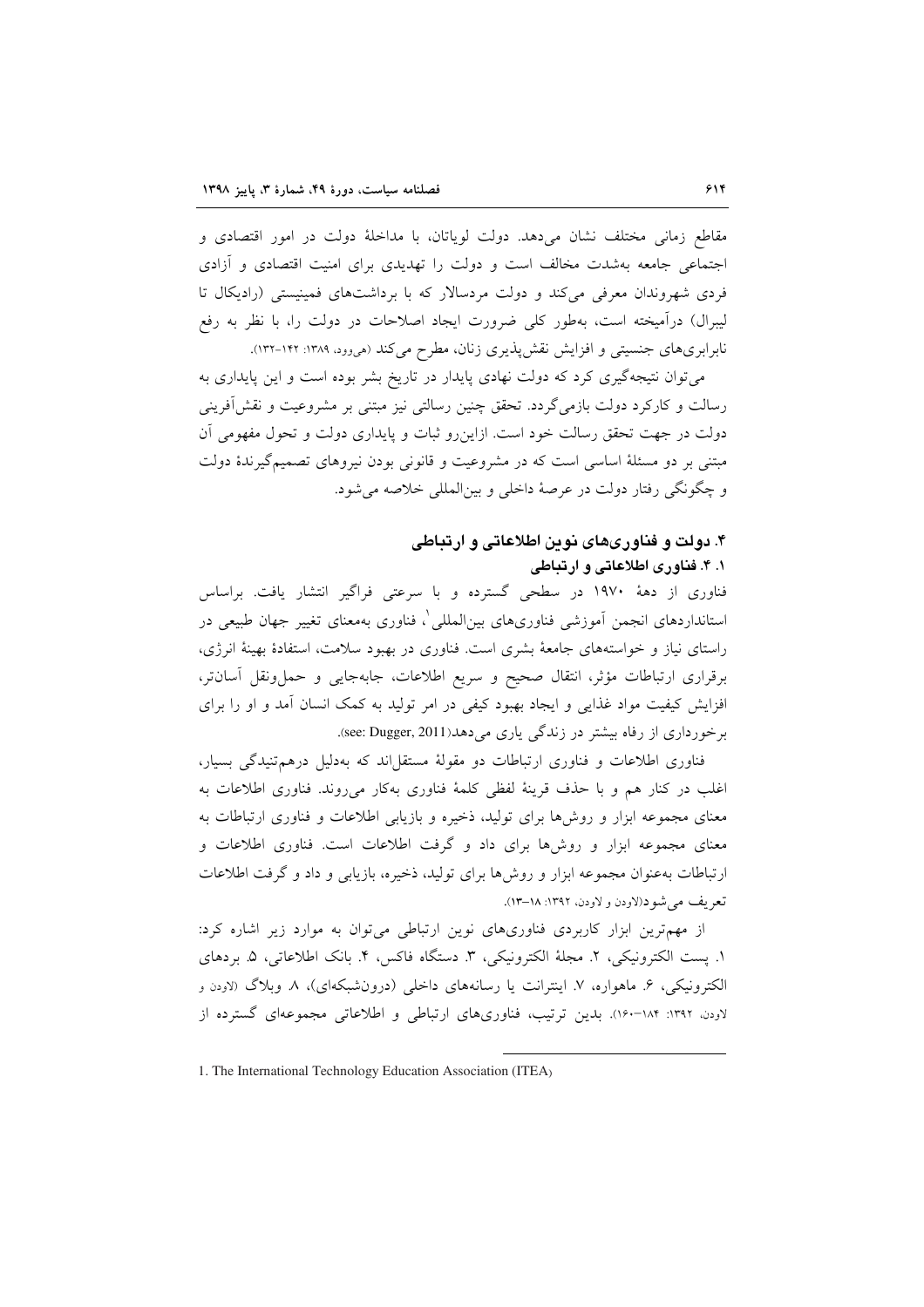مقاطع زمانی مختلف نشان می‌دهد. دولت لویاتان، با مداخلهٔ دولت در امور اقتصادی و اجتماعی جامعه به‌شدت مخالف است و دولت را تهدیدی برای امنیت اقتصادی و آزادی فردی شهروندان معرفی می‌کند و دولت مردسالار که با برداشت‌های فمینیستی (رادیکال تا لیبرال) درآمیخته است، به‌طور کلی ضرورت ایجاد اصلاحات در دولت را، با نظر به رفع نابرابری‌های جنسیتی و افزایش نقش‌پذیری زنان، مطرح می‌کند (هی‌وود، ۱۳۸۹: ۱۴۲-۱۳۲).

می‌توان نتیجه‌گیری کرد که دولت نهادی پایدار در تاریخ بشر بوده است و این پایداری به رسالت و کارکرد دولت بازمی‌گردد. تحقق چنین رسالتی نیز مبتنی بر مشروعیت و نقش‌آفرینی دولت در جهت تحقق رسالت خود است. ازاین‌رو ثبات و پایداری دولت و تحول مفهومی آن مبتنی بر دو مسئلهٔ اساسی است که در مشروعیت و قانونی بودن نیروهای تصمیم‌گیرندهٔ دولت و چگونگی رفتار دولت در عرصهٔ داخلی و بین‌المللی خلاصه می‌شود.

## ۴. دولت و فناوری‌های نوین اطلاعاتی و ارتباطی

### ۱. ۴. فناوری اطلاعاتی و ارتباطی

فناوری از دهۀ ۱۹۷۰ در سطحی گسترده و با سرعتی فراگیر انتشار یافت. براساس استانداردهای انجمن آموزشی فناوری‌های بین‌المللی[1]، فناوری به‌معنای تغییر جهان طبیعی در راستای نیاز و خواسته‌های جامعهٔ بشری است. فناوری در بهبود سلامت، استفادهٔ بهینهٔ انرژی، برقراری ارتباطات مؤثر، انتقال صحیح و سریع اطلاعات، جابه‌جایی و حمل‌ونقل آسان‌تر، افزایش کیفیت مواد غذایی و ایجاد بهبود کیفی در امر تولید به کمک انسان آمد و او را برای برخورداری از رفاه بیشتر در زندگی یاری می‌دهد(see: Dugger, 2011).

فناوری اطلاعات و فناوری ارتباطات دو مقولهٔ مستقل‌اند که به‌دلیل درهم‌تنیدگی بسیار، اغلب در کنار هم و با حذف قرینهٔ لفظی کلمهٔ فناوری به‌کار می‌روند. فناوری اطلاعات به معنای مجموعه ابزار و روش‌ها برای تولید، ذخیره و بازیابی اطلاعات و فناوری ارتباطات به معنای مجموعه ابزار و روش‌ها برای داد و گرفت اطلاعات است. فناوری اطلاعات و ارتباطات به‌عنوان مجموعه ابزار و روش‌ها برای تولید، ذخیره، بازیابی و داد و گرفت اطلاعات تعریف می‌شود(لاودن و لاودن، ۱۳۹۲: ۱۸-۱۳).

از مهم‌ترین ابزار کاربردی فناوری‌های نوین ارتباطی می‌توان به موارد زیر اشاره کرد: ۱. پست الکترونیکی، ۲. مجلهٔ الکترونیکی، ۳. دستگاه فاکس، ۴. بانک اطلاعاتی، ۵. بردهای الکترونیکی، ۶. ماهواره، ۷. اینترانت یا رسانه‌های داخلی (درون‌شبکه‌ای)، ۸. وبلاگ (لاودن و لاودن، ۱۳۹۲: ۱۸۴-۱۶۰). بدین ترتیب، فناوری‌های ارتباطی و اطلاعاتی مجموعه‌ای گسترده از

---

1. The International Technology Education Association (ITEA)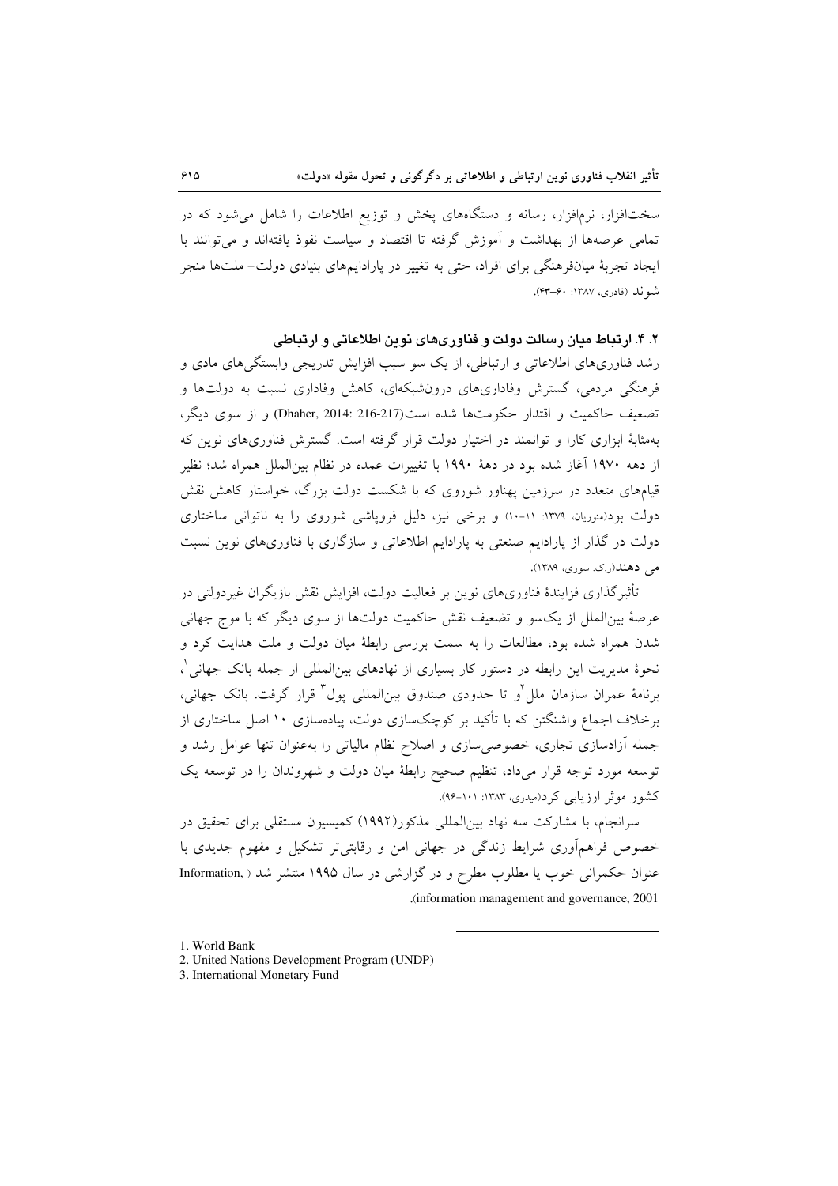سخت‌افزار، نرم‌افزار، رسانه و دستگاه‌های پخش و توزیع اطلاعات را شامل می‌شود که در تمامی عرصه‌ها از بهداشت و آموزش گرفته تا اقتصاد و سیاست نفوذ یافته‌اند و می‌توانند با ایجاد تجربهٔ میان‌فرهنگی برای افراد، حتی به تغییر در پارادایم‌های بنیادی دولت- ملت‌ها منجر شوند (قادری، ۱۳۸۷: ۶۰-۴۳).

### ۲. ۴. ارتباط میان رسالت دولت و فناوری‌های نوین اطلاعاتی و ارتباطی

رشد فناوری‌های اطلاعاتی و ارتباطی، از یک سو سبب افزایش تدریجی وابستگی‌های مادی و فرهنگی مردمی، گسترش وفاداری‌های درون‌شبکه‌ای، کاهش وفاداری نسبت به دولت‌ها و تضعیف حاکمیت و اقتدار حکومت‌ها شده است(Dhaher, 2014: 216-217) و از سوی دیگر، به‌مثابهٔ ابزاری کارا و توانمند در اختیار دولت قرار گرفته است. گسترش فناوری‌های نوین که از دهه ۱۹۷۰ آغاز شده بود در دههٔ ۱۹۹۰ با تغییرات عمده در نظام بین‌الملل همراه شد؛ نظیر قیام‌های متعدد در سرزمین پهناور شوروی که با شکست دولت بزرگ، خواستار کاهش نقش دولت بود(منوریان، ۱۳۷۹: ۱۱-۱۰) و برخی نیز، دلیل فروپاشی شوروی را به ناتوانی ساختاری دولت در گذار از پارادایم صنعتی به پارادایم اطلاعاتی و سازگاری با فناوری‌های نوین نسبت می دهند(ر.ک. سوری، ۱۳۸۹).

تأثیرگذاری فزایندهٔ فناوری‌های نوین بر فعالیت دولت، افزایش نقش بازیگران غیردولتی در عرصهٔ بین‌الملل از یک‌سو و تضعیف نقش حاکمیت دولت‌ها از سوی دیگر که با موج جهانی شدن همراه شده بود، مطالعات را به سمت بررسی رابطهٔ میان دولت و ملت هدایت کرد و نحوهٔ مدیریت این رابطه در دستور کار بسیاری از نهادهای بین‌المللی از جمله بانک جهانی[1]، برنامهٔ عمران سازمان ملل[2]و تا حدودی صندوق بین‌المللی پول[3] قرار گرفت. بانک جهانی، برخلاف اجماع واشنگتن که با تأکید بر کوچک‌سازی دولت، پیاده‌سازی ۱۰ اصل ساختاری از جمله آزادسازی تجاری، خصوصی‌سازی و اصلاح نظام مالیاتی را به‌عنوان تنها عوامل رشد و توسعه مورد توجه قرار می‌داد، تنظیم صحیح رابطهٔ میان دولت و شهروندان را در توسعه یک کشور موثر ارزیابی کرد(میدری، ۱۳۸۳: ۱۰۱-۹۶).

سرانجام، با مشارکت سه نهاد بین‌المللی مذکور(۱۹۹۲) کمیسیون مستقلی برای تحقیق در خصوص فراهم‌آوری شرایط زندگی در جهانی امن و رقابتی‌تر تشکیل و مفهوم جدیدی با عنوان حکمرانی خوب یا مطلوب مطرح و در گزارشی در سال ۱۹۹۵ منتشر شد ( Information, information management and governance, 2001).

---

1. World Bank
2. United Nations Development Program (UNDP)
3. International Monetary Fund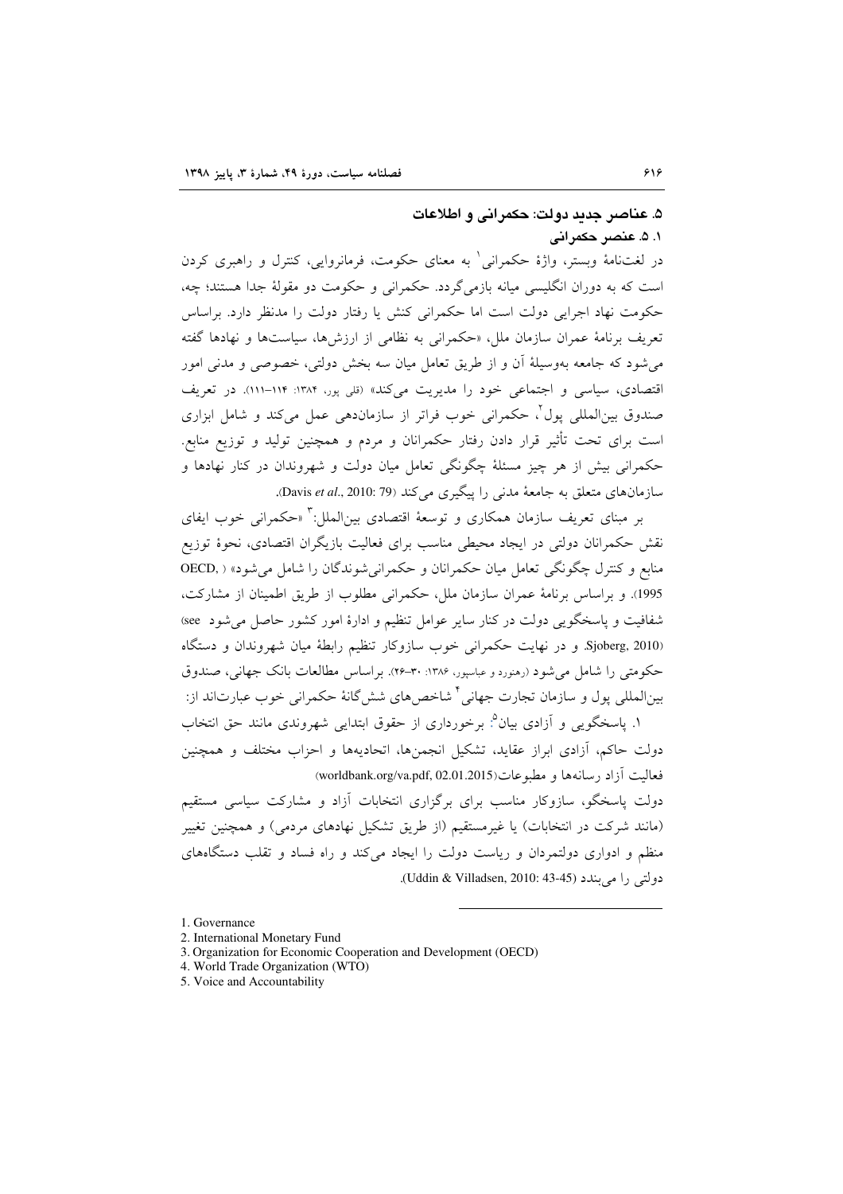## ۵. عناصر جدید دولت: حکمرانی و اطلاعات

### ۱. ۵. عنصر حکمرانی

در لغت‌نامهٔ وبستر، واژهٔ حکمرانی[1] به معنای حکومت، فرمانروایی، کنترل و راهبری کردن است که به دوران انگلیسی میانه بازمی‌گردد. حکمرانی و حکومت دو مقولهٔ جدا هستند؛ چه، حکومت نهاد اجرایی دولت است اما حکمرانی کنش یا رفتار دولت را مدنظر دارد. براساس تعریف برنامهٔ عمران سازمان ملل، «حکمرانی به نظامی از ارزش‌ها، سیاست‌ها و نهادها گفته می‌شود که جامعه به‌وسیلهٔ آن و از طریق تعامل میان سه بخش دولتی، خصوصی و مدنی امور اقتصادی، سیاسی و اجتماعی خود را مدیریت می‌کند» (قلی پور، ۱۳۸۴: ۱۱۴–۱۱۱). در تعریف صندوق بین‌المللی پول[2]، حکمرانی خوب فراتر از سازمان‌دهی عمل می‌کند و شامل ابزاری است برای تحت تأثیر قرار دادن رفتار حکمرانان و مردم و همچنین تولید و توزیع منابع. حکمرانی بیش از هر چیز مسئلهٔ چگونگی تعامل میان دولت و شهروندان در کنار نهادها و سازمان‌های متعلق به جامعهٔ مدنی را پیگیری می‌کند (Davis *et al*., 2010: 79).

بر مبنای تعریف سازمان همکاری و توسعهٔ اقتصادی بین‌الملل:[3] «حکمرانی خوب ایفای نقش حکمرانان دولتی در ایجاد محیطی مناسب برای فعالیت بازیگران اقتصادی، نحوهٔ توزیع منابع و کنترل چگونگی تعامل میان حکمرانان و حکمرانی‌شوندگان را شامل می‌شود» ( OECD, 1995). و براساس برنامهٔ عمران سازمان ملل، حکمرانی مطلوب از طریق اطمینان از مشارکت، شفافیت و پاسخگویی دولت در کنار سایر عوامل تنظیم و ادارهٔ امور کشور حاصل می‌شود (see Sjoberg, 2010). و در نهایت حکمرانی خوب سازوکار تنظیم رابطهٔ میان شهروندان و دستگاه حکومتی را شامل می‌شود (رهنورد و عباسپور، ۱۳۸۶: ۳۰–۲۶). براساس مطالعات بانک جهانی، صندوق بین‌المللی پول و سازمان تجارت جهانی[4] شاخص‌های شش‌گانهٔ حکمرانی خوب عبارت‌اند از:

۱. پاسخگویی و آزادی بیان[5]: برخورداری از حقوق ابتدایی شهروندی مانند حق انتخاب دولت حاکم، آزادی ابراز عقاید، تشکیل انجمن‌ها، اتحادیه‌ها و احزاب مختلف و همچنین فعالیت آزاد رسانه‌ها و مطبوعات(worldbank.org/va.pdf, 02.01.2015)

دولت پاسخگو، سازوکار مناسب برای برگزاری انتخابات آزاد و مشارکت سیاسی مستقیم (مانند شرکت در انتخابات) یا غیرمستقیم (از طریق تشکیل نهادهای مردمی) و همچنین تغییر منظم و ادواری دولتمردان و ریاست دولت را ایجاد می‌کند و راه فساد و تقلب دستگاه‌های دولتی را می‌بندد (Uddin & Villadsen, 2010: 43-45).

---

1. Governance
2. International Monetary Fund
3. Organization for Economic Cooperation and Development (OECD)
4. World Trade Organization (WTO)
5. Voice and Accountability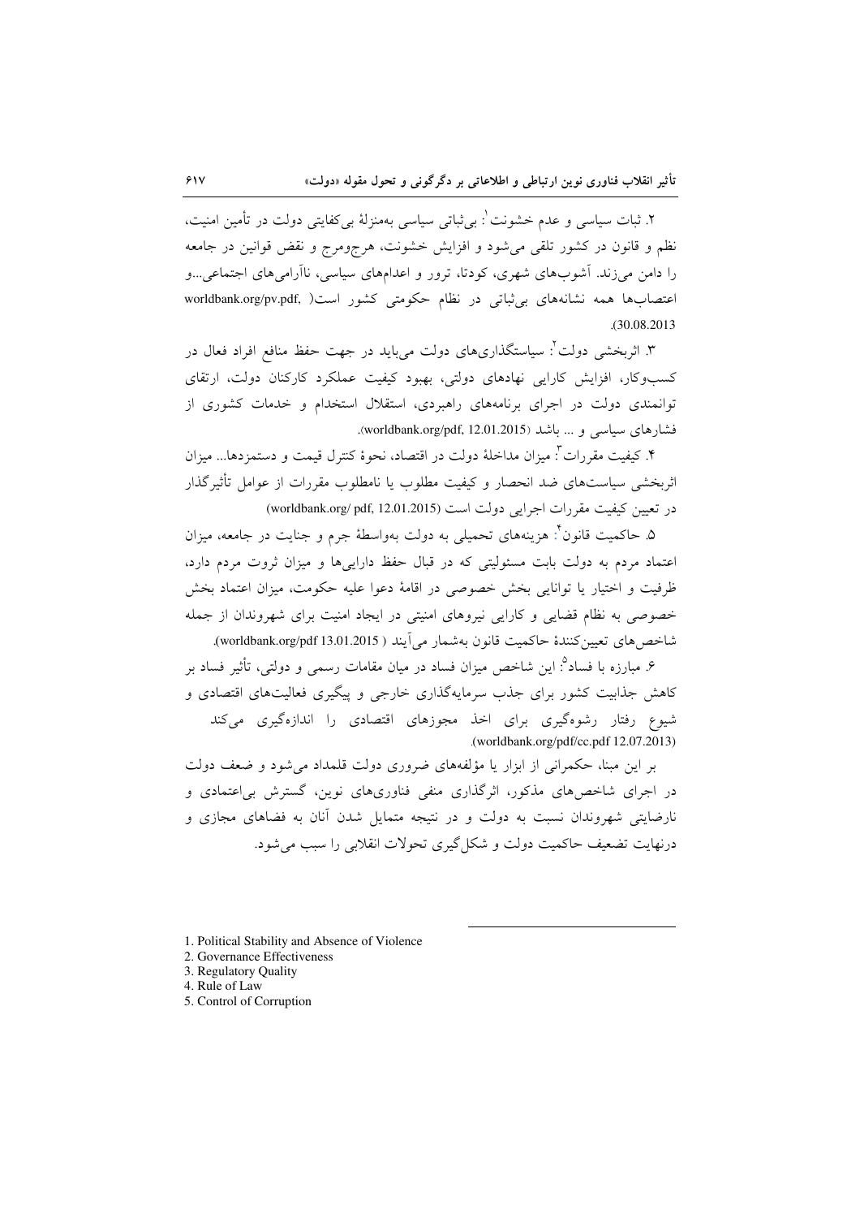۲. ثبات سیاسی و عدم خشونت[1]: بی‌ثباتی سیاسی به‌منزلهٔ بی‌کفایتی دولت در تأمین امنیت، نظم و قانون در کشور تلقی می‌شود و افزایش خشونت، هرج‌ومرج و نقض قوانین در جامعه را دامن می‌زند. آشوب‌های شهری، کودتا، ترور و اعدام‌های سیاسی، ناآرامی‌های اجتماعی...و اعتصاب‌ها همه نشانه‌های بی‌ثباتی در نظام حکومتی کشور است( worldbank.org/pv.pdf, 30.08.2013).

۳. اثربخشی دولت[2]: سیاستگذاری‌های دولت می‌باید در جهت حفظ منافع افراد فعال در کسب‌وکار، افزایش کارایی نهادهای دولتی، بهبود کیفیت عملکرد کارکنان دولت، ارتقای توانمندی دولت در اجرای برنامه‌های راهبردی، استقلال استخدام و خدمات کشوری از فشارهای سیاسی و ... باشد (worldbank.org/pdf, 12.01.2015).

۴. کیفیت مقررات[3]: میزان مداخلهٔ دولت در اقتصاد، نحوهٔ کنترل قیمت و دستمزدها... میزان اثربخشی سیاست‌های ضد انحصار و کیفیت مطلوب یا نامطلوب مقررات از عوامل تأثیرگذار در تعیین کیفیت مقررات اجرایی دولت است (worldbank.org/ pdf, 12.01.2015)

۵. حاکمیت قانون[4]: هزینه‌های تحمیلی به دولت به‌واسطهٔ جرم و جنایت در جامعه، میزان اعتماد مردم به دولت بابت مسئولیتی که در قبال حفظ دارایی‌ها و میزان ثروت مردم دارد، ظرفیت و اختیار یا توانایی بخش خصوصی در اقامهٔ دعوا علیه حکومت، میزان اعتماد بخش خصوصی به نظام قضایی و کارایی نیروهای امنیتی در ایجاد امنیت برای شهروندان از جمله شاخص‌های تعیین‌کنندهٔ حاکمیت قانون به‌شمار می‌آیند ( worldbank.org/pdf 13.01.2015).

۶. مبارزه با فساد[5]: این شاخص میزان فساد در میان مقامات رسمی و دولتی، تأثیر فساد بر کاهش جذابیت کشور برای جذب سرمایه‌گذاری خارجی و پیگیری فعالیت‌های اقتصادی و شیوع رفتار رشوه‌گیری برای اخذ مجوزهای اقتصادی را اندازه‌گیری می‌کند (worldbank.org/pdf/cc.pdf 12.07.2013).

بر این مبنا، حکمرانی از ابزار یا مؤلفه‌های ضروری دولت قلمداد می‌شود و ضعف دولت در اجرای شاخص‌های مذکور، اثرگذاری منفی فناوری‌های نوین، گسترش بی‌اعتمادی و نارضایتی شهروندان نسبت به دولت و در نتیجه متمایل شدن آنان به فضاهای مجازی و درنهایت تضعیف حاکمیت دولت و شکل‌گیری تحولات انقلابی را سبب می‌شود.

---

1. Political Stability and Absence of Violence
2. Governance Effectiveness
3. Regulatory Quality
4. Rule of Law
5. Control of Corruption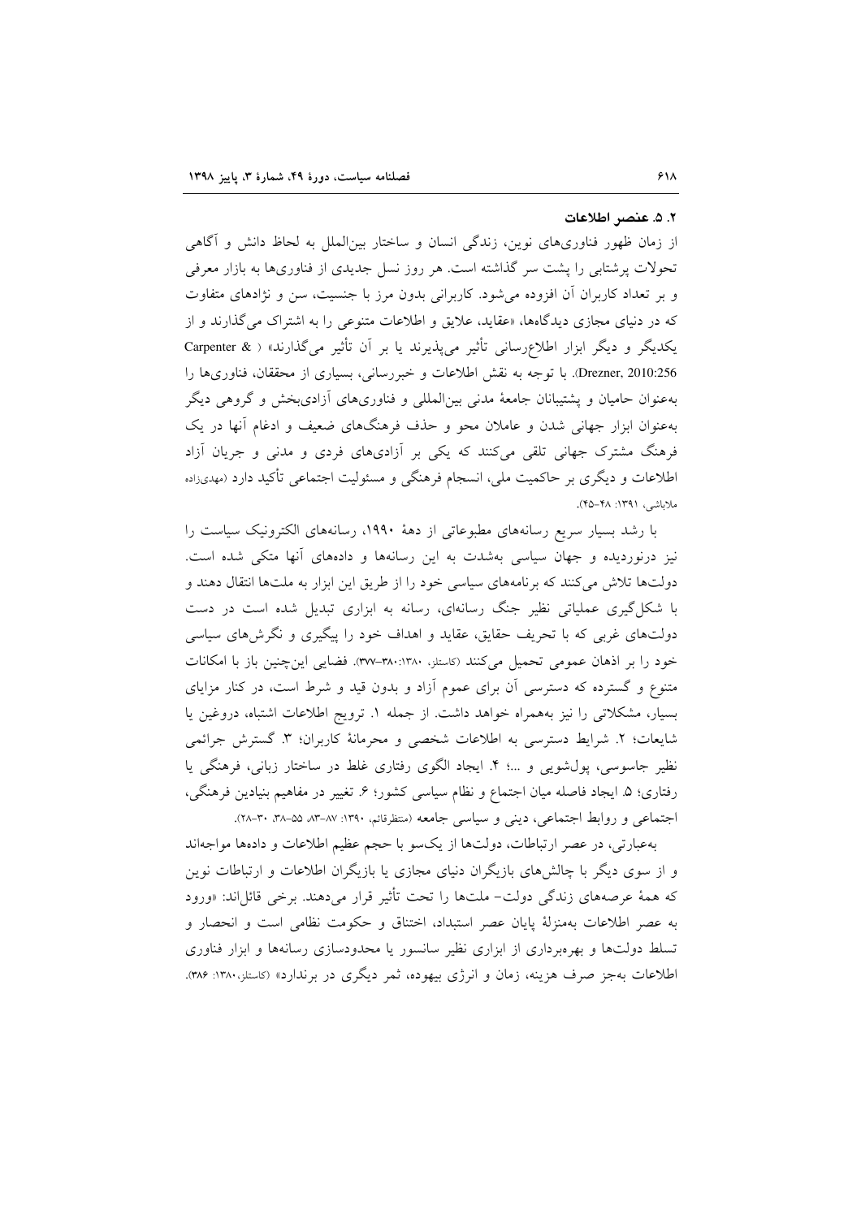### ۲. ۵. عنصر اطلاعات

از زمان ظهور فناوری‌های نوین، زندگی انسان و ساختار بین‌الملل به لحاظ دانش و آگاهی تحولات پرشتابی را پشت سر گذاشته است. هر روز نسل جدیدی از فناوری‌ها به بازار معرفی و بر تعداد کاربران آن افزوده می‌شود. کاربرانی بدون مرز با جنسیت، سن و نژادهای متفاوت که در دنیای مجازی دیدگاه‌ها، «عقاید، علایق و اطلاعات متنوعی را به اشتراک می‌گذارند و از یکدیگر و دیگر ابزار اطلاع‌رسانی تأثیر می‌پذیرند یا بر آن تأثیر می‌گذارند» ( Carpenter & Drezner, 2010:256). با توجه به نقش اطلاعات و خبررسانی، بسیاری از محققان، فناوری‌ها را به‌عنوان حامیان و پشتیبانان جامعهٔ مدنی بین‌المللی و فناوری‌های آزادی‌بخش و گروهی دیگر به‌عنوان ابزار جهانی شدن و عاملان محو و حذف فرهنگ‌های ضعیف و ادغام آنها در یک فرهنگ مشترک جهانی تلقی می‌کنند که یکی بر آزادی‌های فردی و مدنی و جریان آزاد اطلاعات و دیگری بر حاکمیت ملی، انسجام فرهنگی و مسئولیت اجتماعی تأکید دارد (مهدی‌زاده ملاباشی، ۱۳۹۱: ۴۸-۴۵).

با رشد بسیار سریع رسانه‌های مطبوعاتی از دههٔ ۱۹۹۰، رسانه‌های الکترونیک سیاست را نیز درنوردیده و جهان سیاسی به‌شدت به این رسانه‌ها و داده‌های آنها متکی شده است. دولت‌ها تلاش می‌کنند که برنامه‌های سیاسی خود را از طریق این ابزار به ملت‌ها انتقال دهند و با شکل‌گیری عملیاتی نظیر جنگ رسانه‌ای، رسانه به ابزاری تبدیل شده است در دست دولت‌های غربی که با تحریف حقایق، عقاید و اهداف خود را پیگیری و نگرش‌های سیاسی خود را بر اذهان عمومی تحمیل می‌کنند (کاستلز، ۱۳۸۰:۳۸۰-۳۷۷). فضایی این‌چنین باز با امکانات متنوع و گسترده که دسترسی آن برای عموم آزاد و بدون قید و شرط است، در کنار مزایای بسیار، مشکلاتی را نیز به‌همراه خواهد داشت. از جمله ۱. ترویج اطلاعات اشتباه، دروغین یا شایعات؛ ۲. شرایط دسترسی به اطلاعات شخصی و محرمانهٔ کاربران؛ ۳. گسترش جرائمی نظیر جاسوسی، پول‌شویی و ...؛ ۴. ایجاد الگوی رفتاری غلط در ساختار زبانی، فرهنگی یا رفتاری؛ ۵. ایجاد فاصله میان اجتماع و نظام سیاسی کشور؛ ۶. تغییر در مفاهیم بنیادین فرهنگی، اجتماعی و روابط اجتماعی، دینی و سیاسی جامعه (منتظرقائم، ۱۳۹۰: ۸۷-۸۳، ۵۵-۳۸، ۳۰-۲۸).

به‌عبارتی، در عصر ارتباطات، دولت‌ها از یک‌سو با حجم عظیم اطلاعات و داده‌ها مواجه‌اند و از سوی دیگر با چالش‌های بازیگران دنیای مجازی یا بازیگران اطلاعات و ارتباطات نوین که همهٔ عرصه‌های زندگی دولت- ملت‌ها را تحت تأثیر قرار می‌دهند. برخی قائل‌اند: «ورود به عصر اطلاعات به‌منزلهٔ پایان عصر استبداد، اختناق و حکومت نظامی است و انحصار و تسلط دولت‌ها و بهره‌برداری از ابزاری نظیر سانسور یا محدودسازی رسانه‌ها و ابزار فناوری اطلاعات به‌جز صرف هزینه، زمان و انرژی بیهوده، ثمر دیگری در برندارد» (کاستلز،۱۳۸۰: ۳۸۶).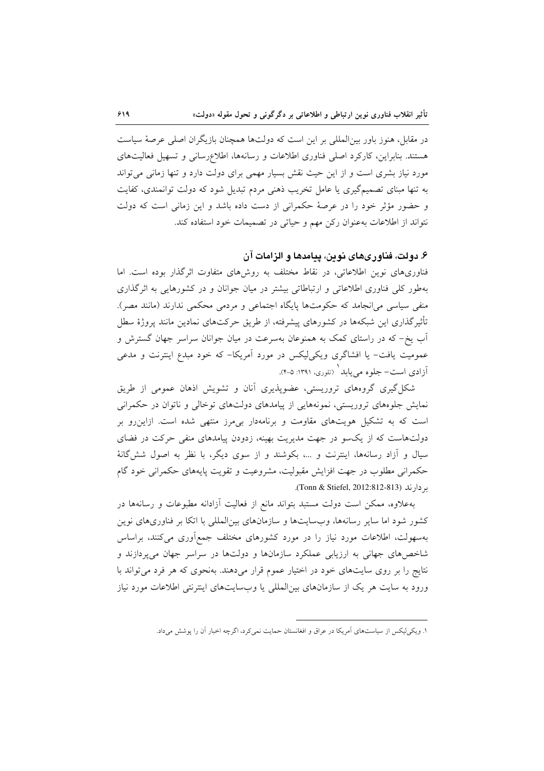در مقابل، هنوز باور بین‌المللی بر این است که دولت‌ها همچنان بازیگران اصلی عرصهٔ سیاست هستند. بنابراین، کارکرد اصلی فناوری اطلاعات و رسانه‌ها، اطلاع‌رسانی و تسهیل فعالیت‌های مورد نیاز بشری است و از این حیث نقش بسیار مهمی برای دولت دارد و تنها زمانی می‌تواند به تنها مبنای تصمیم‌گیری یا عامل تخریب ذهنی مردم تبدیل شود که دولت توانمندی، کفایت و حضور مؤثر خود را در عرصهٔ حکمرانی از دست داده باشد و این زمانی است که دولت نتواند از اطلاعات به‌عنوان رکن مهم و حیاتی در تصمیمات خود استفاده کند.

## ۶. دولت، فناوری‌های نوین، پیامدها و الزامات آن

فناوری‌های نوین اطلاعاتی، در نقاط مختلف به روش‌های متفاوت اثرگذار بوده است. اما به‌طور کلی فناوری اطلاعاتی و ارتباطاتی بیشتر در میان جوانان و در کشورهایی به اثرگذاری منفی سیاسی می‌انجامد که حکومت‌ها پایگاه اجتماعی و مردمی محکمی ندارند (مانند مصر). تأثیرگذاری این شبکه‌ها در کشورهای پیشرفته، از طریق حرکت‌های نمادین مانند پروژهٔ سطل آب یخ- که در راستای کمک به همنوعان به‌سرعت در میان جوانان سراسر جهان گسترش و عمومیت یافت- یا افشاگری ویکی‌لیکس در مورد آمریکا- که خود مبدع اینترنت و مدعی آزادی است- جلوه می‌یابد[۱] (تلوری، ۱۳۹۱: ۵-۴).

شکل‌گیری گروه‌های تروریستی، عضوپذیری آنان و تشویش اذهان عمومی از طریق نمایش جلوه‌های تروریستی، نمونه‌هایی از پیامدهای دولت‌های توخالی و ناتوان در حکمرانی است که به تشکیل هویت‌های مقاومت و برنامه‌دار بی‌مرز منتهی شده است. ازاین‌رو بر دولت‌هاست که از یک‌سو در جهت مدیریت بهینه، زدودن پیامدهای منفی حرکت در فضای سیال و آزاد رسانه‌ها، اینترنت و ...، بکوشند و از سوی دیگر، با نظر به اصول شش‌گانهٔ حکمرانی مطلوب در جهت افزایش مقبولیت، مشروعیت و تقویت پایه‌های حکمرانی خود گام بردارند (Tonn & Stiefel, 2012:812-813).

به‌علاوه، ممکن است دولت مستبد بتواند مانع از فعالیت آزادانه مطبوعات و رسانه‌ها در کشور شود اما سایر رسانه‌ها، وب‌سایت‌ها و سازمان‌های بین‌المللی با اتکا بر فناوری‌های نوین به‌سهولت، اطلاعات مورد نیاز را در مورد کشورهای مختلف جمع‌آوری می‌کنند، براساس شاخص‌های جهانی به ارزیابی عملکرد سازمان‌ها و دولت‌ها در سراسر جهان می‌پردازند و نتایج را بر روی سایت‌های خود در اختیار عموم قرار می‌دهند. به‌نحوی که هر فرد می‌تواند با ورود به سایت هر یک از سازمان‌های بین‌المللی یا وب‌سایت‌های اینترنتی اطلاعات مورد نیاز

---

۱. ویکی‌لیکس از سیاست‌های آمریکا در عراق و افغانستان حمایت نمی‌کرد، اگرچه اخبار آن را پوشش می‌داد.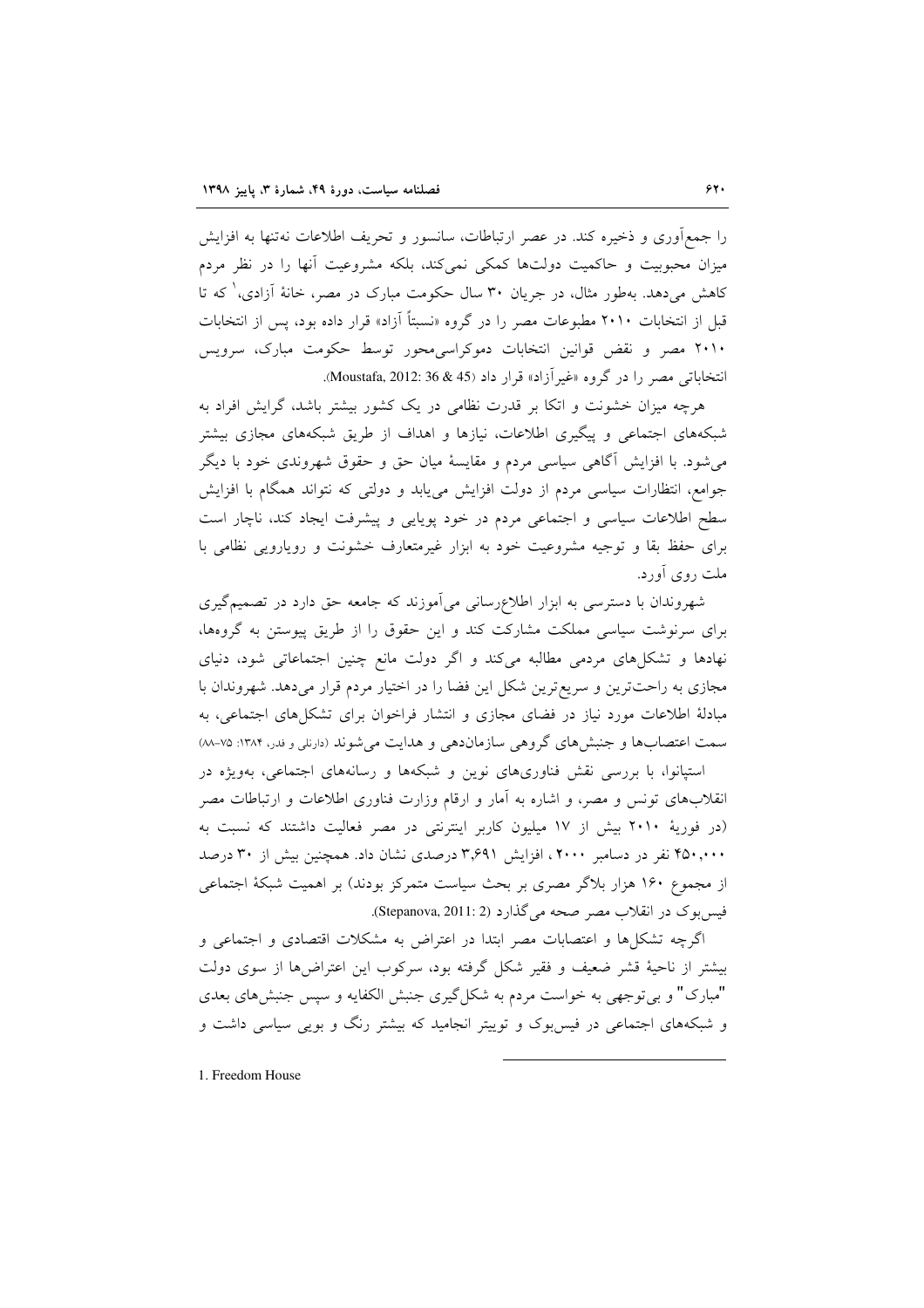را جمع‌آوری و ذخیره کند. در عصر ارتباطات، سانسور و تحریف اطلاعات نه‌تنها به افزایش میزان محبوبیت و حاکمیت دولت‌ها کمکی نمی‌کند، بلکه مشروعیت آنها را در نظر مردم کاهش می‌دهد. به‌طور مثال، در جریان ۳۰ سال حکومت مبارک در مصر، خانهٔ آزادی،[1] که تا قبل از انتخابات ۲۰۱۰ مطبوعات مصر را در گروه «نسبتاً آزاد» قرار داده بود، پس از انتخابات ۲۰۱۰ مصر و نقض قوانین انتخابات دموکراسی‌محور توسط حکومت مبارک، سرویس انتخاباتی مصر را در گروه «غیرآزاد» قرار داد (Moustafa, 2012: 36 & 45).

هرچه میزان خشونت و اتکا بر قدرت نظامی در یک کشور بیشتر باشد، گرایش افراد به شبکه‌های اجتماعی و پیگیری اطلاعات، نیازها و اهداف از طریق شبکه‌های مجازی بیشتر می‌شود. با افزایش آگاهی سیاسی مردم و مقایسهٔ میان حق و حقوق شهروندی خود با دیگر جوامع، انتظارات سیاسی مردم از دولت افزایش می‌یابد و دولتی که نتواند همگام با افزایش سطح اطلاعات سیاسی و اجتماعی مردم در خود پویایی و پیشرفت ایجاد کند، ناچار است برای حفظ بقا و توجیه مشروعیت خود به ابزار غیرمتعارف خشونت و رویارویی نظامی با ملت روی آورد.

شهروندان با دسترسی به ابزار اطلاع‌رسانی می‌آموزند که جامعه حق دارد در تصمیم‌گیری برای سرنوشت سیاسی مملکت مشارکت کند و این حقوق را از طریق پیوستن به گروه‌ها، نهادها و تشکل‌های مردمی مطالبه می‌کند و اگر دولت مانع چنین اجتماعاتی شود، دنیای مجازی به راحت‌ترین و سریع‌ترین شکل این فضا را در اختیار مردم قرار می‌دهد. شهروندان با مبادلهٔ اطلاعات مورد نیاز در فضای مجازی و انتشار فراخوان برای تشکل‌های اجتماعی، به سمت اعتصاب‌ها و جنبش‌های گروهی سازمان‌دهی و هدایت می‌شوند (دارنلی و فدر، ۱۳۸۴: ۷۵-۸۸)

استپانوا، با بررسی نقش فناوری‌های نوین و شبکه‌ها و رسانه‌های اجتماعی، به‌ویژه در انقلاب‌های تونس و مصر، و اشاره به آمار و ارقام وزارت فناوری اطلاعات و ارتباطات مصر (در فوریهٔ ۲۰۱۰ بیش از ۱۷ میلیون کاربر اینترنتی در مصر فعالیت داشتند که نسبت به ۴۵۰،۰۰۰ نفر در دسامبر ۲۰۰۰، افزایش ۳،۶۹۱ درصدی نشان داد. همچنین بیش از ۳۰ درصد از مجموع ۱۶۰ هزار بلاگر مصری بر بحث سیاست متمرکز بودند) بر اهمیت شبکهٔ اجتماعی فیس‌بوک در انقلاب مصر صحه می‌گذارد (Stepanova, 2011: 2).

اگرچه تشکل‌ها و اعتصابات مصر ابتدا در اعتراض به مشکلات اقتصادی و اجتماعی و بیشتر از ناحیهٔ قشر ضعیف و فقیر شکل گرفته بود، سرکوب این اعتراض‌ها از سوی دولت "مبارک" و بی‌توجهی به خواست مردم به شکل‌گیری جنبش الکفایه و سپس جنبش‌های بعدی و شبکه‌های اجتماعی در فیس‌بوک و توییتر انجامید که بیشتر رنگ و بویی سیاسی داشت و

1. Freedom House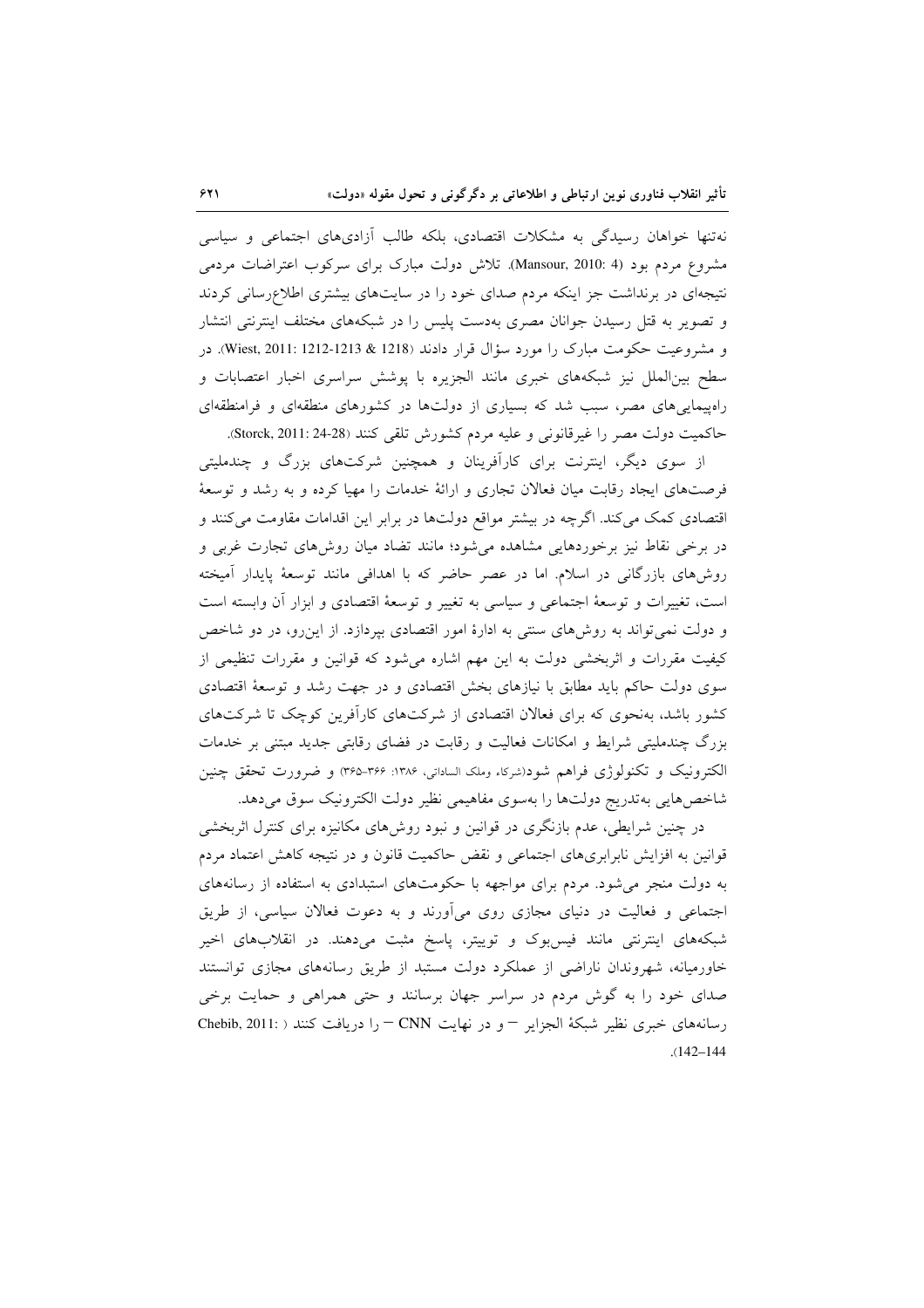نه‌تنها خواهان رسیدگی به مشکلات اقتصادی، بلکه طالب آزادی‌های اجتماعی و سیاسی مشروع مردم بود (Mansour, 2010: 4). تلاش دولت مبارک برای سرکوب اعتراضات مردمی نتیجه‌ای در برنداشت جز اینکه مردم صدای خود را در سایت‌های بیشتری اطلاع‌رسانی کردند و تصویر به قتل رسیدن جوانان مصری به‌دست پلیس را در شبکه‌های مختلف اینترنتی انتشار و مشروعیت حکومت مبارک را مورد سؤال قرار دادند (Wiest, 2011: 1212-1213 & 1218). در سطح بین‌الملل نیز شبکه‌های خبری مانند الجزیره با پوشش سراسری اخبار اعتصابات و راهپیمایی‌های مصر، سبب شد که بسیاری از دولت‌ها در کشورهای منطقه‌ای و فرامنطقه‌ای حاکمیت دولت مصر را غیرقانونی و علیه مردم کشورش تلقی کنند (Storck, 2011: 24-28).

از سوی دیگر، اینترنت برای کارآفرینان و همچنین شرکت‌های بزرگ و چندملیتی فرصت‌های ایجاد رقابت میان فعالان تجاری و ارائهٔ خدمات را مهیا کرده و به رشد و توسعهٔ اقتصادی کمک می‌کند. اگرچه در بیشتر مواقع دولت‌ها در برابر این اقدامات مقاومت می‌کنند و در برخی نقاط نیز برخوردهایی مشاهده می‌شود؛ مانند تضاد میان روش‌های تجارت غربی و روش‌های بازرگانی در اسلام. اما در عصر حاضر که با اهدافی مانند توسعهٔ پایدار آمیخته است، تغییرات و توسعهٔ اجتماعی و سیاسی به تغییر و توسعهٔ اقتصادی و ابزار آن وابسته است و دولت نمی‌تواند به روش‌های سنتی به ادارهٔ امور اقتصادی بپردازد. از این‌رو، در دو شاخص کیفیت مقررات و اثربخشی دولت به این مهم اشاره می‌شود که قوانین و مقررات تنظیمی از سوی دولت حاکم باید مطابق با نیازهای بخش اقتصادی و در جهت رشد و توسعهٔ اقتصادی کشور باشد، به‌نحوی که برای فعالان اقتصادی از شرکت‌های کارآفرین کوچک تا شرکت‌های بزرگ چندملیتی شرایط و امکانات فعالیت و رقابت در فضای رقابتی جدید مبتنی بر خدمات الکترونیک و تکنولوژی فراهم شود(شرکاء وملک الساداتی، ۱۳۸۶: ۳۶۶-۳۶۵) و ضرورت تحقق چنین شاخص‌هایی به‌تدریج دولت‌ها را به‌سوی مفاهیمی نظیر دولت الکترونیک سوق می‌دهد.

در چنین شرایطی، عدم بازنگری در قوانین و نبود روش‌های مکانیزه برای کنترل اثربخشی قوانین به افزایش نابرابری‌های اجتماعی و نقض حاکمیت قانون و در نتیجه کاهش اعتماد مردم به دولت منجر می‌شود. مردم برای مواجهه با حکومت‌های استبدادی به استفاده از رسانه‌های اجتماعی و فعالیت در دنیای مجازی روی می‌آورند و به دعوت فعالان سیاسی، از طریق شبکه‌های اینترنتی مانند فیس‌بوک و توییتر، پاسخ مثبت می‌دهند. در انقلاب‌های اخیر خاورمیانه، شهروندان ناراضی از عملکرد دولت مستبد از طریق رسانه‌های مجازی توانستند صدای خود را به گوش مردم در سراسر جهان برسانند و حتی همراهی و حمایت برخی رسانه‌های خبری نظیر شبکهٔ الجزایر – و در نهایت CNN – را دریافت کنند (Chebib, 2011: 142–144).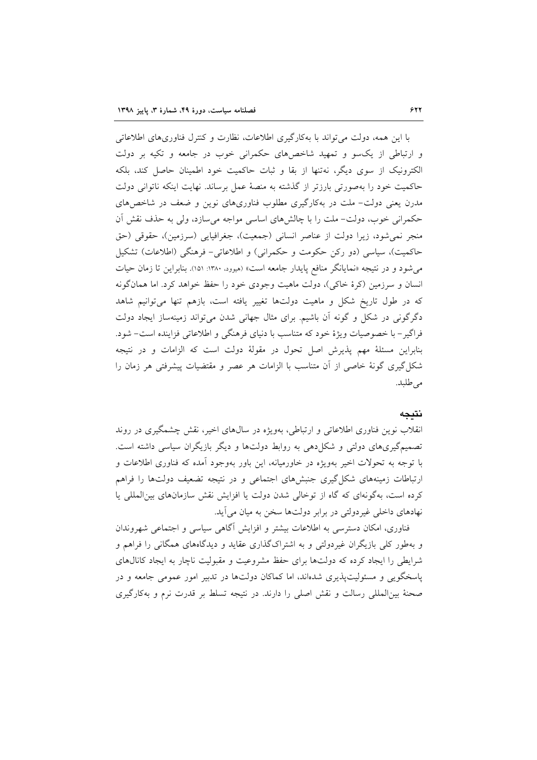با این همه، دولت می‌تواند با به‌کارگیری اطلاعات، نظارت و کنترل فناوری‌های اطلاعاتی و ارتباطی از یک‌سو و تمهید شاخص‌های حکمرانی خوب در جامعه و تکیه بر دولت الکترونیک از سوی دیگر، نه‌تنها از بقا و ثبات حاکمیت خود اطمینان حاصل کند، بلکه حاکمیت خود را به‌صورتی بارزتر از گذشته به منصهٔ عمل برساند. نهایت اینکه ناتوانی دولت مدرن یعنی دولت- ملت در به‌کارگیری مطلوب فناوری‌های نوین و ضعف در شاخص‌های حکمرانی خوب، دولت- ملت را با چالش‌های اساسی مواجه می‌سازد، ولی به حذف نقش آن منجر نمی‌شود، زیرا دولت از عناصر انسانی (جمعیت)، جغرافیایی (سرزمین)، حقوقی (حق حاکمیت)، سیاسی (دو رکن حکومت و حکمرانی) و اطلاعاتی- فرهنگی (اطلاعات) تشکیل می‌شود و در نتیجه «نمایانگر منافع پایدار جامعه است» (هیوود، ۱۳۸۰: ۱۵۱). بنابراین تا زمان حیات انسان و سرزمین (کرهٔ خاکی)، دولت ماهیت وجودی خود را حفظ خواهد کرد. اما همان‌گونه که در طول تاریخ شکل و ماهیت دولت‌ها تغییر یافته است، بازهم تنها می‌توانیم شاهد دگرگونی در شکل و گونه آن باشیم. برای مثال جهانی شدن می‌تواند زمینه‌ساز ایجاد دولت فراگیر- با خصوصیات ویژهٔ خود که متناسب با دنیای فرهنگی و اطلاعاتی فزاینده است- شود. بنابراین مسئلهٔ مهم پذیرش اصل تحول در مقولهٔ دولت است که الزامات و در نتیجه شکل‌گیری گونهٔ خاصی از آن متناسب با الزامات هر عصر و مقتضیات پیشرفتی هر زمان را می‌طلبد.

## نتیجه

انقلاب نوین فناوری اطلاعاتی و ارتباطی، به‌ویژه در سال‌های اخیر، نقش چشمگیری در روند تصمیم‌گیری‌های دولتی و شکل‌دهی به روابط دولت‌ها و دیگر بازیگران سیاسی داشته است. با توجه به تحولات اخیر به‌ویژه در خاورمیانه، این باور به‌وجود آمده که فناوری اطلاعات و ارتباطات زمینه‌های شکل‌گیری جنبش‌های اجتماعی و در نتیجه تضعیف دولت‌ها را فراهم کرده است، به‌گونه‌ای که گاه از توخالی شدن دولت یا افزایش نقش سازمان‌های بین‌المللی یا نهادهای داخلی غیردولتی در برابر دولت‌ها سخن به میان می‌آید.

فناوری، امکان دسترسی به اطلاعات بیشتر و افزایش آگاهی سیاسی و اجتماعی شهروندان و به‌طور کلی بازیگران غیردولتی و به اشتراک‌گذاری عقاید و دیدگاه‌های همگانی را فراهم و شرایطی را ایجاد کرده که دولت‌ها برای حفظ مشروعیت و مقبولیت ناچار به ایجاد کانال‌های پاسخگویی و مسئولیت‌پذیری شده‌اند، اما کماکان دولت‌ها در تدبیر امور عمومی جامعه و در صحنهٔ بین‌المللی رسالت و نقش اصلی را دارند. در نتیجه تسلط بر قدرت نرم و به‌کارگیری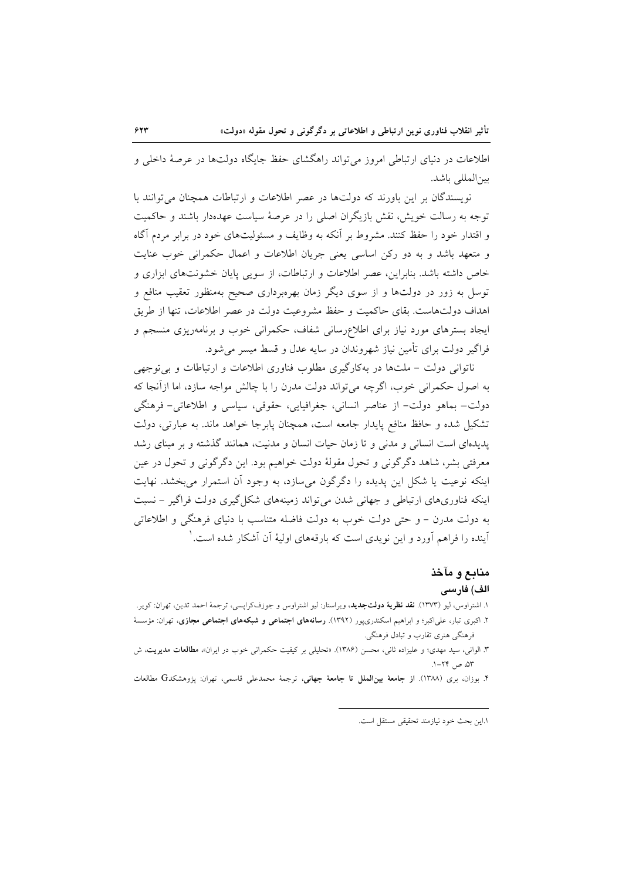اطلاعات در دنیای ارتباطی امروز می‌تواند راهگشای حفظ جایگاه دولت‌ها در عرصهٔ داخلی و بین‌المللی باشد.

نویسندگان بر این باورند که دولت‌ها در عصر اطلاعات و ارتباطات همچنان می‌توانند با توجه به رسالت خویش، نقش بازیگران اصلی را در عرصهٔ سیاست عهده‌دار باشند و حاکمیت و اقتدار خود را حفظ کنند. مشروط بر آنکه به وظایف و مسئولیت‌های خود در برابر مردم آگاه و متعهد باشد و به دو رکن اساسی یعنی جریان اطلاعات و اعمال حکمرانی خوب عنایت خاص داشته باشد. بنابراین، عصر اطلاعات و ارتباطات، از سویی پایان خشونت‌های ابزاری و توسل به زور در دولت‌ها و از سوی دیگر زمان بهره‌برداری صحیح به‌منظور تعقیب منافع و اهداف دولت‌هاست. بقای حاکمیت و حفظ مشروعیت دولت در عصر اطلاعات، تنها از طریق ایجاد بسترهای مورد نیاز برای اطلاع‌رسانی شفاف، حکمرانی خوب و برنامه‌ریزی منسجم و فراگیر دولت برای تأمین نیاز شهروندان در سایه عدل و قسط میسر می‌شود.

ناتوانی دولت - ملت‌ها در به‌کارگیری مطلوب فناوری اطلاعات و ارتباطات و بی‌توجهی به اصول حکمرانی خوب، اگرچه می‌تواند دولت مدرن را با چالش مواجه سازد، اما ازآنجا که دولت- بماهو دولت- از عناصر انسانی، جغرافیایی، حقوقی، سیاسی و اطلاعاتی- فرهنگی تشکیل شده و حافظ منافع پایدار جامعه است، همچنان پابرجا خواهد ماند. به عبارتی، دولت پدیده‌ای است انسانی و مدنی و تا زمان حیات انسان و مدنیت، همانند گذشته و بر مبنای رشد معرفتی بشر، شاهد دگرگونی و تحول مقولهٔ دولت خواهیم بود. این دگرگونی و تحول در عین اینکه نوعیت یا شکل این پدیده را دگرگون می‌سازد، به وجود آن استمرار می‌بخشد. نهایت اینکه فناوری‌های ارتباطی و جهانی شدن می‌تواند زمینه‌های شکل‌گیری دولت فراگیر - نسبت به دولت مدرن - و حتی دولت خوب به دولت فاضله متناسب با دنیای فرهنگی و اطلاعاتی آینده را فراهم آورد و این نویدی است که بارقه‌های اولیهٔ آن آشکار شده است.[1]

## منابع و مآخذ

### الف) فارسی

۱. اشتراوس، لیو (۱۳۷۳). **نقد نظریهٔ دولت‌جدید**، ویراستار: لیو اشتراوس و جوزف‌کراپسی، ترجمهٔ احمد تدین، تهران: کویر.

۲. اکبری تبار، علی‌اکبر؛ و ابراهیم اسکندری‌پور (۱۳۹۲). **رسانه‌های اجتماعی و شبکه‌های اجتماعی مجازی**، تهران: مؤسسهٔ فرهنگی هنری تقارب و تبادل فرهنگی.

۳. الوانی، سید مهدی؛ و علیزاده ثانی، محسن (۱۳۸۶). «تحلیلی بر کیفیت حکمرانی خوب در ایران»، **مطالعات مدیریت**، ش ۵۳، ص ۲۴-۱.

۴. بوزان، بری (۱۳۸۸). **از جامعهٔ بین‌الملل تا جامعهٔ جهانی**، ترجمهٔ محمدعلی قاسمی، تهران: پژوهشکدG مطالعات

---

[1] این بحث خود نیازمند تحقیقی مستقل است.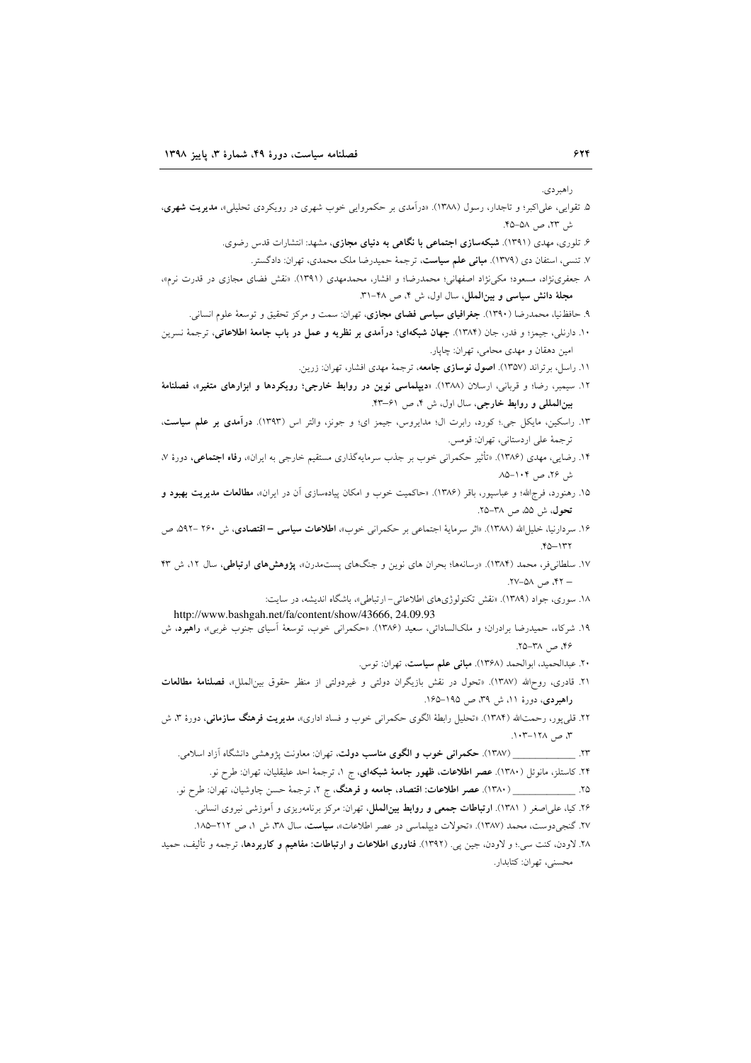راهبردی.

۵. تقوایی، علی‌اکبر؛ و تاجدار، رسول (۱۳۸۸). «درآمدی بر حکمروایی خوب شهری در رویکردی تحلیلی»، **مدیریت شهری**، ش ۲۳، ص ۵۸–۴۵.

۶. تلوری، مهدی (۱۳۹۱). **شبکه‌سازی اجتماعی با نگاهی به دنیای مجازی**، مشهد: انتشارات قدس رضوی.

۷. تنسی، استفان دی (۱۳۷۹). **مبانی علم سیاست**، ترجمهٔ حمیدرضا ملک محمدی، تهران: دادگستر.

۸. جعفری‌نژاد، مسعود؛ مکی‌نژاد اصفهانی؛ محمدرضا؛ و افشار، محمدمهدی (۱۳۹۱). «نقش فضای مجازی در قدرت نرم»، **مجلهٔ دانش سیاسی و بین‌الملل**، سال اول، ش ۴، ص ۴۸–۳۱.

۹. حافظ‌نیا، محمدرضا (۱۳۹۰). **جغرافیای سیاسی فضای مجازی**، تهران: سمت و مرکز تحقیق و توسعهٔ علوم انسانی.

۱۰. دارنلی، جیمز؛ و فدر، جان (۱۳۸۴). **جهان شبکه‌ای؛ درآمدی بر نظریه و عمل در باب جامعهٔ اطلاعاتی**، ترجمهٔ نسرین امین دهقان و مهدی محامی، تهران: چاپار.

۱۱. راسل، برتراند (۱۳۵۷). **اصول نوسازی جامعه**، ترجمهٔ مهدی افشار، تهران: زرین.

۱۲. سیمبر، رضا؛ و قربانی، ارسلان (۱۳۸۸). «**دیپلماسی نوین در روابط خارجی؛ رویکردها و ابزارهای متغیر**»، **فصلنامهٔ بین‌المللی و روابط خارجی**، سال اول، ش ۴، ص ۶۱–۴۳.

۱۳. راسکین، مایکل جی.؛ کورد، رابرت ال؛ مدایروس، جیمز ای؛ و جونز، والتر اس (۱۳۹۳). **درآمدی بر علم سیاست**، ترجمهٔ علی اردستانی، تهران: قومس.

۱۴. رضایی، مهدی (۱۳۸۶). «تأثیر حکمرانی خوب بر جذب سرمایه‌گذاری مستقیم خارجی به ایران»، **رفاه اجتماعی**، دورهٔ ۷، ش ۲۶، ص ۱۰۴–۸۵.

۱۵. رهنورد، فرج‌الله؛ و عباسپور، باقر (۱۳۸۶). «حاکمیت خوب و امکان پیاده‌سازی آن در ایران»، **مطالعات مدیریت بهبود و تحول**، ش ۵۵، ص ۳۸–۲۵.

۱۶. سردارنیا، خلیل‌الله (۱۳۸۸). «اثر سرمایهٔ اجتماعی بر حکمرانی خوب»، **اطلاعات سیاسی – اقتصادی**، ش ۲۶۰ –۵۹۲، ص ۱۳۲–۴۵.

۱۷. سلطانی‌فر، محمد (۱۳۸۴). «رسانه‌ها؛ بحران های نوین و جنگ‌های پست‌مدرن»، **پژوهش‌های ارتباطی**، سال ۱۲، ش ۴۳ – ۴۲، ص ۵۸–۲۷.

۱۸. سوری، جواد (۱۳۸۹). «نقش تکنولوژی‌های اطلاعاتی– ارتباطی»، باشگاه اندیشه، در سایت: http://www.bashgah.net/fa/content/show/43666, 24.09.93

۱۹. شرکاء، حمیدرضا برادران؛ و ملک‌الساداتی، سعید (۱۳۸۶). «حکمرانی خوب، توسعهٔ آسیای جنوب غربی»، **راهبرد**، ش ۴۶، ص ۳۸–۲۵.

۲۰. عبدالحمید، ابوالحمد (۱۳۶۸). **مبانی علم سیاست**، تهران: توس.

۲۱. قادری، روح‌الله (۱۳۸۷). «تحول در نقش بازیگران دولتی و غیردولتی از منظر حقوق بین‌الملل»، **فصلنامهٔ مطالعات راهبردی**، دورهٔ ۱۱، ش ۳۹، ص ۱۹۵–۱۶۵.

۲۲. قلی‌پور، رحمت‌الله (۱۳۸۴). «تحلیل رابطهٔ الگوی حکمرانی خوب و فساد اداری»، **مدیریت فرهنگ سازمانی**، دورهٔ ۳، ش ۳، ص ۱۲۸–۱۰۳.

۲۳. ___________ (۱۳۸۷). **حکمرانی خوب و الگوی مناسب دولت**، تهران: معاونت پژوهشی دانشگاه آزاد اسلامی.

۲۴. کاستلز، مانوئل (۱۳۸۰). **عصر اطلاعات، ظهور جامعهٔ شبکه‌ای**، ج ۱، ترجمهٔ احد علیقلیان، تهران: طرح نو.

۲۵. ___________ (۱۳۸۰). **عصر اطلاعات: اقتصاد، جامعه و فرهنگ**، ج ۲، ترجمهٔ حسن چاوشیان، تهران: طرح نو.

۲۶. کیا، علی‌اصغر (۱۳۸۱). **ارتباطات جمعی و روابط بین‌الملل**، تهران: مرکز برنامه‌ریزی و آموزشی نیروی انسانی.

۲۷. گنجی‌دوست، محمد (۱۳۸۷). «تحولات دیپلماسی در عصر اطلاعات»، **سیاست**، سال ۳۸، ش ۱، ص ۲۱۲–۱۸۵.

۲۸. لاودن، کنت سی.؛ و لاودن، جین پی. (۱۳۹۲). **فناوری اطلاعات و ارتباطات: مفاهیم و کاربردها**، ترجمه و تألیف، حمید محسنی، تهران: کتابدار.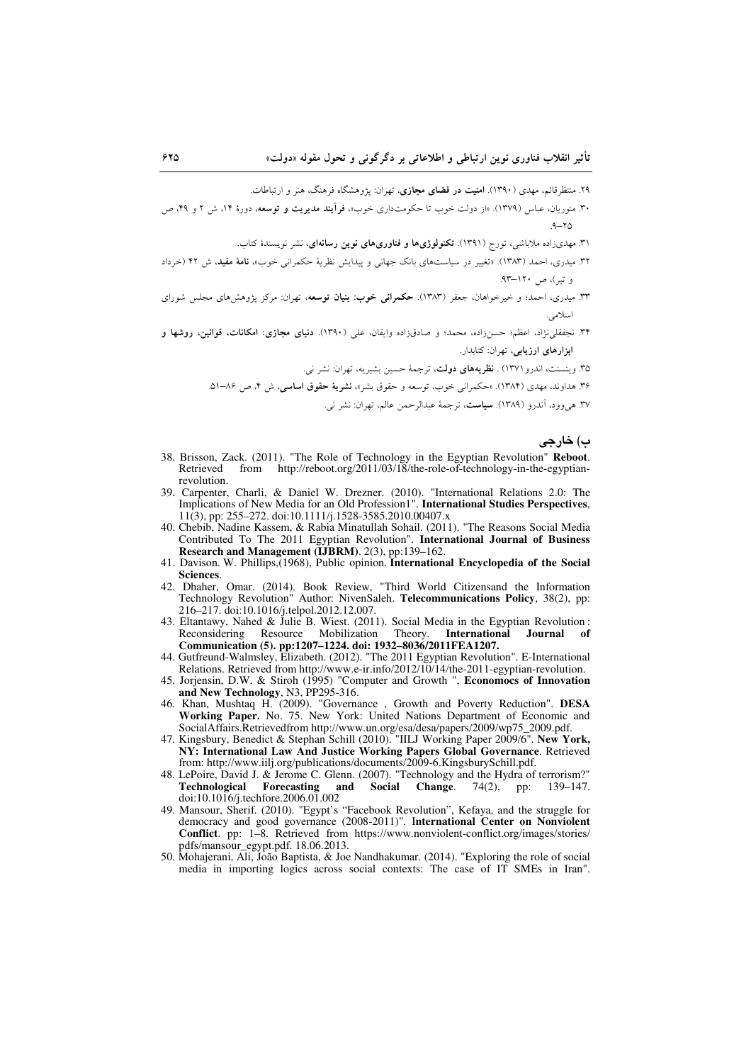۲۹. منتظرقائم، مهدی (۱۳۹۰). **امنیت در فضای مجازی**، تهران: پژوهشگاه فرهنگ، هنر و ارتباطات.

۳۰. منوریان، عباس (۱۳۷۹). «از دولت خوب تا حکومت‌داری خوب»، **فرآیند مدیریت و توسعه**، دورهٔ ۱۴، ش ۲ و ۴۹، ص ۲۵–۹.

۳۱. مهدی‌زاده ملاباشی، تورج (۱۳۹۱). **تکنولوژی‌ها و فناوری‌های نوین رسانه‌ای**، نشر نویسندهٔ کتاب.

۳۲. میدری، احمد (۱۳۸۳). «تغییر در سیاست‌های بانک جهانی و پیدایش نظریهٔ حکمرانی خوب»، **نامهٔ مفید**، ش ۴۲ (خرداد و تیر)، ص ۱۲۰–۹۳.

۳۳. میدری، احمد؛ و خیرخواهان، جعفر (۱۳۸۳). **حکمرانی خوب: بنیان توسعه**، تهران: مرکز پژوهش‌های مجلس شورای اسلامی.

۳۴. نجفقلی‌نژاد، اعظم؛ حسن‌زاده، محمد؛ و صادق‌زاده وایقان، علی (۱۳۹۰). **دنیای مجازی: امکانات، قوانین، روشها و ابزارهای ارزیابی**، تهران: کتابدار.

۳۵. وینسنت، اندرو (۱۳۷۱). **نظریه‌های دولت**، ترجمهٔ حسین بشیریه، تهران: نشر نی.

۳۶. هداوند، مهدی (۱۳۸۴). «حکمرانی خوب، توسعه و حقوق بشر»، **نشریهٔ حقوق اساسی**، ش ۴، ص ۸۶–۵۱.

۳۷. هی‌وود، آندرو (۱۳۸۹). **سیاست**، ترجمهٔ عبدالرحمن عالم، تهران: نشر نی.

## ب) خارجی

38. Brisson, Zack. (2011). "The Role of Technology in the Egyptian Revolution" **Reboot**. Retrieved from http://reboot.org/2011/03/18/the-role-of-technology-in-the-egyptian-revolution.
39. Carpenter, Charli, & Daniel W. Drezner. (2010). "International Relations 2.0: The Implications of New Media for an Old Profession1". **International Studies Perspectives**, 11(3), pp: 255–272. doi:10.1111/j.1528-3585.2010.00407.x
40. Chebib, Nadine Kassem, & Rabia Minatullah Sohail. (2011). "The Reasons Social Media Contributed To The 2011 Egyptian Revolution". **International Journal of Business Research and Management (IJBRM)**. 2(3), pp:139–162.
41. Davison. W. Phillips,(1968), Public opinion. **International Encyclopedia of the Social Sciences**.
42. Dhaher, Omar. (2014). Book Review, "Third World Citizensand the Information Technology Revolution" Author: NivenSaleh. **Telecommunications Policy**, 38(2), pp: 216–217. doi:10.1016/j.telpol.2012.12.007.
43. Eltantawy, Nahed & Julie B. Wiest. (2011). Social Media in the Egyptian Revolution: Reconsidering Resource Mobilization Theory. **International Journal of Communication (5). pp:1207–1224. doi: 1932–8036/2011FEA1207.**
44. Gutfreund-Walmsley, Elizabeth. (2012). "The 2011 Egyptian Revolution". E-International Relations. Retrieved from http://www.e-ir.info/2012/10/14/the-2011-egyptian-revolution.
45. Jorjensin, D.W. & Stiroh (1995) "Computer and Growth ", **Economocs of Innovation and New Technology**, N3, PP295-316.
46. Khan, Mushtaq H. (2009). "Governance , Growth and Poverty Reduction". **DESA Working Paper.** No. 75. New York: United Nations Department of Economic and SocialAffairs.Retrievedfrom http://www.un.org/esa/desa/papers/2009/wp75_2009.pdf.
47. Kingsbury, Benedict & Stephan Schill (2010). "IILJ Working Paper 2009/6". **New York, NY: International Law And Justice Working Papers Global Governance**. Retrieved from: http://www.iilj.org/publications/documents/2009-6.KingsburySchill.pdf.
48. LePoire, David J. & Jerome C. Glenn. (2007). "Technology and the Hydra of terrorism?" **Technological Forecasting and Social Change**. 74(2), pp: 139–147. doi:10.1016/j.techfore.2006.01.002
49. Mansour, Sherif. (2010). "Egypt's "Facebook Revolution", Kefaya, and the struggle for democracy and good governance (2008-2011)". **International Center on Nonviolent Conflict**. pp: 1–8. Retrieved from https://www.nonviolent-conflict.org/images/stories/pdfs/mansour_egypt.pdf. 18.06.2013.
50. Mohajerani, Ali, João Baptista, & Joe Nandhakumar. (2014). "Exploring the role of social media in importing logics across social contexts: The case of IT SMEs in Iran".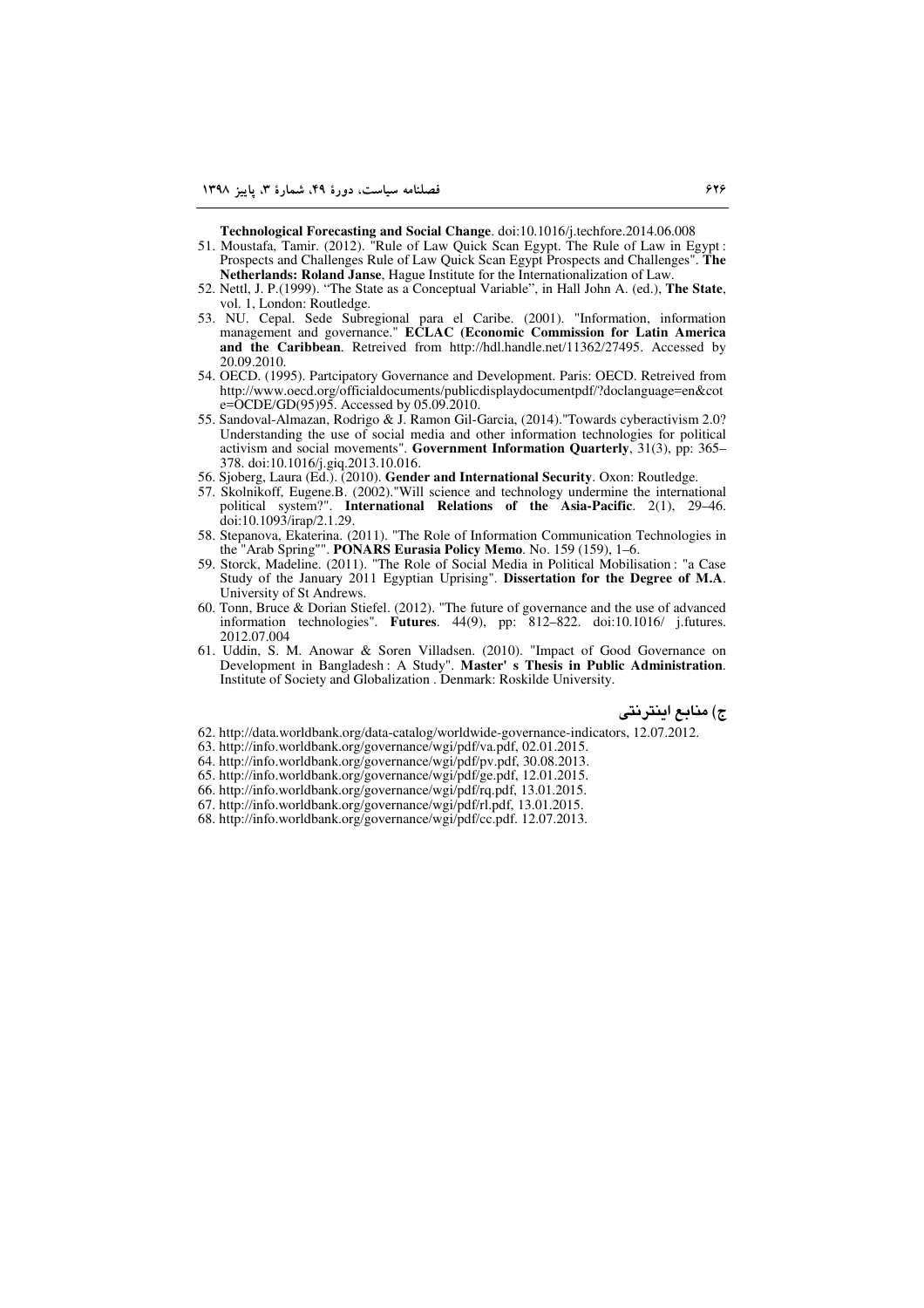**Technological Forecasting and Social Change**. doi:10.1016/j.techfore.2014.06.008

51. Moustafa, Tamir. (2012). "Rule of Law Quick Scan Egypt. The Rule of Law in Egypt : Prospects and Challenges Rule of Law Quick Scan Egypt Prospects and Challenges". **The Netherlands: Roland Janse**, Hague Institute for the Internationalization of Law.
52. Nettl, J. P.(1999). "The State as a Conceptual Variable", in Hall John A. (ed.), **The State**, vol. 1, London: Routledge.
53. NU. Cepal. Sede Subregional para el Caribe. (2001). "Information, information management and governance." **ECLAC (Economic Commission for Latin America and the Caribbean**. Retreived from http://hdl.handle.net/11362/27495. Accessed by 20.09.2010.
54. OECD. (1995). Partcipatory Governance and Development. Paris: OECD. Retreived from http://www.oecd.org/officialdocuments/publicdisplaydocumentpdf/?doclanguage=en&cote=OCDE/GD(95)95. Accessed by 05.09.2010.
55. Sandoval-Almazan, Rodrigo & J. Ramon Gil-Garcia, (2014)."Towards cyberactivism 2.0? Understanding the use of social media and other information technologies for political activism and social movements". **Government Information Quarterly**, 31(3), pp: 365–378. doi:10.1016/j.giq.2013.10.016.
56. Sjoberg, Laura (Ed.). (2010). **Gender and International Security**. Oxon: Routledge.
57. Skolnikoff, Eugene.B. (2002)."Will science and technology undermine the international political system?". **International Relations of the Asia-Pacific**. 2(1), 29–46. doi:10.1093/irap/2.1.29.
58. Stepanova, Ekaterina. (2011). "The Role of Information Communication Technologies in the "Arab Spring"". **PONARS Eurasia Policy Memo**. No. 159 (159), 1–6.
59. Storck, Madeline. (2011). "The Role of Social Media in Political Mobilisation : "a Case Study of the January 2011 Egyptian Uprising". **Dissertation for the Degree of M.A**. University of St Andrews.
60. Tonn, Bruce & Dorian Stiefel. (2012). "The future of governance and the use of advanced information technologies". **Futures**. 44(9), pp: 812–822. doi:10.1016/ j.futures. 2012.07.004
61. Uddin, S. M. Anowar & Soren Villadsen. (2010). "Impact of Good Governance on Development in Bangladesh : A Study". **Master' s Thesis in Public Administration**. Institute of Society and Globalization . Denmark: Roskilde University.

### ج) منابع اینترنتی

62. http://data.worldbank.org/data-catalog/worldwide-governance-indicators, 12.07.2012.
63. http://info.worldbank.org/governance/wgi/pdf/va.pdf, 02.01.2015.
64. http://info.worldbank.org/governance/wgi/pdf/pv.pdf, 30.08.2013.
65. http://info.worldbank.org/governance/wgi/pdf/ge.pdf, 12.01.2015.
66. http://info.worldbank.org/governance/wgi/pdf/rq.pdf, 13.01.2015.
67. http://info.worldbank.org/governance/wgi/pdf/rl.pdf, 13.01.2015.
68. http://info.worldbank.org/governance/wgi/pdf/cc.pdf. 12.07.2013.